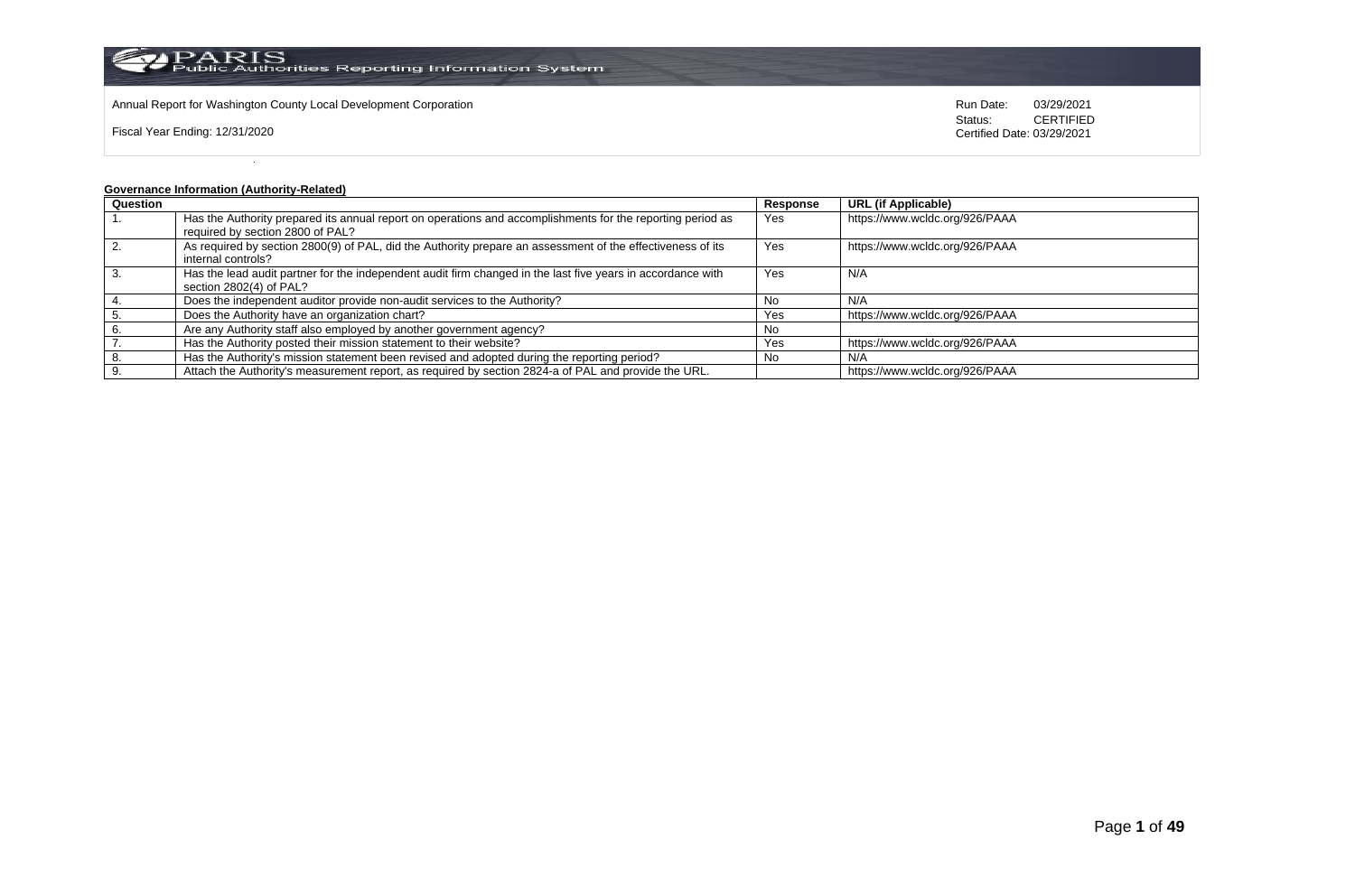Annual Report for Washington County Local Development Corporation

Fiscal Year Ending: 12/31/2020

Run Date: 03/29/2021
Status: CERTIFIED
Certified Date: 03/29/2021

**Governance Information (Authority-Related)**

| Question | | Response | URL (if Applicable) |
|---|---|---|---|
| 1. | Has the Authority prepared its annual report on operations and accomplishments for the reporting period as required by section 2800 of PAL? | Yes | https://www.wcldc.org/926/PAAA |
| 2. | As required by section 2800(9) of PAL, did the Authority prepare an assessment of the effectiveness of its internal controls? | Yes | https://www.wcldc.org/926/PAAA |
| 3. | Has the lead audit partner for the independent audit firm changed in the last five years in accordance with section 2802(4) of PAL? | Yes | N/A |
| 4. | Does the independent auditor provide non-audit services to the Authority? | No | N/A |
| 5. | Does the Authority have an organization chart? | Yes | https://www.wcldc.org/926/PAAA |
| 6. | Are any Authority staff also employed by another government agency? | No | |
| 7. | Has the Authority posted their mission statement to their website? | Yes | https://www.wcldc.org/926/PAAA |
| 8. | Has the Authority's mission statement been revised and adopted during the reporting period? | No | N/A |
| 9. | Attach the Authority's measurement report, as required by section 2824-a of PAL and provide the URL. | | https://www.wcldc.org/926/PAAA |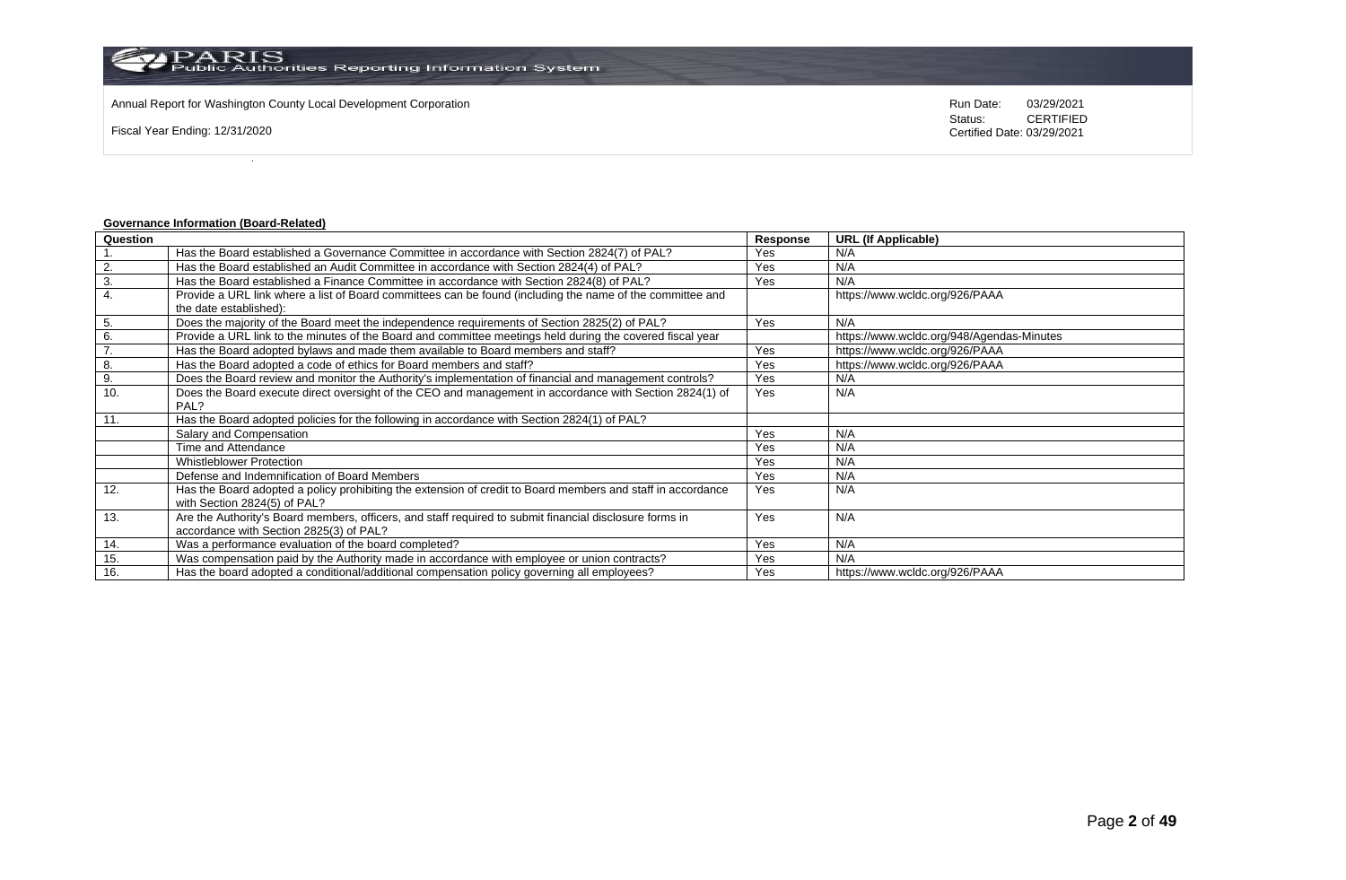Annual Report for Washington County Local Development Corporation

Fiscal Year Ending: 12/31/2020

Run Date: 03/29/2021
Status: CERTIFIED
Certified Date: 03/29/2021

**Governance Information (Board-Related)**

| Question | | Response | URL (If Applicable) |
|---|---|---|---|
| 1. | Has the Board established a Governance Committee in accordance with Section 2824(7) of PAL? | Yes | N/A |
| 2. | Has the Board established an Audit Committee in accordance with Section 2824(4) of PAL? | Yes | N/A |
| 3. | Has the Board established a Finance Committee in accordance with Section 2824(8) of PAL? | Yes | N/A |
| 4. | Provide a URL link where a list of Board committees can be found (including the name of the committee and the date established): | | https://www.wcldc.org/926/PAAA |
| 5. | Does the majority of the Board meet the independence requirements of Section 2825(2) of PAL? | Yes | N/A |
| 6. | Provide a URL link to the minutes of the Board and committee meetings held during the covered fiscal year | | https://www.wcldc.org/948/Agendas-Minutes |
| 7. | Has the Board adopted bylaws and made them available to Board members and staff? | Yes | https://www.wcldc.org/926/PAAA |
| 8. | Has the Board adopted a code of ethics for Board members and staff? | Yes | https://www.wcldc.org/926/PAAA |
| 9. | Does the Board review and monitor the Authority's implementation of financial and management controls? | Yes | N/A |
| 10. | Does the Board execute direct oversight of the CEO and management in accordance with Section 2824(1) of PAL? | Yes | N/A |
| 11. | Has the Board adopted policies for the following in accordance with Section 2824(1) of PAL? | | |
| | Salary and Compensation | Yes | N/A |
| | Time and Attendance | Yes | N/A |
| | Whistleblower Protection | Yes | N/A |
| | Defense and Indemnification of Board Members | Yes | N/A |
| 12. | Has the Board adopted a policy prohibiting the extension of credit to Board members and staff in accordance with Section 2824(5) of PAL? | Yes | N/A |
| 13. | Are the Authority's Board members, officers, and staff required to submit financial disclosure forms in accordance with Section 2825(3) of PAL? | Yes | N/A |
| 14. | Was a performance evaluation of the board completed? | Yes | N/A |
| 15. | Was compensation paid by the Authority made in accordance with employee or union contracts? | Yes | N/A |
| 16. | Has the board adopted a conditional/additional compensation policy governing all employees? | Yes | https://www.wcldc.org/926/PAAA |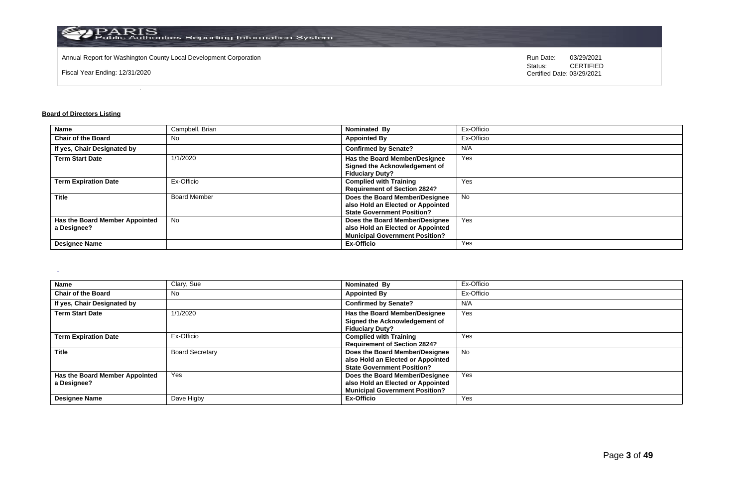Annual Report for Washington County Local Development Corporation

Fiscal Year Ending: 12/31/2020

Run Date: 03/29/2021
Status: CERTIFIED
Certified Date: 03/29/2021

**Board of Directors Listing**

| Name | Campbell, Brian | Nominated By | Ex-Officio |
|---|---|---|---|
| Chair of the Board | No | Appointed By | Ex-Officio |
| If yes, Chair Designated by | | Confirmed by Senate? | N/A |
| Term Start Date | 1/1/2020 | Has the Board Member/Designee Signed the Acknowledgement of Fiduciary Duty? | Yes |
| Term Expiration Date | Ex-Officio | Complied with Training Requirement of Section 2824? | Yes |
| Title | Board Member | Does the Board Member/Designee also Hold an Elected or Appointed State Government Position? | No |
| Has the Board Member Appointed a Designee? | No | Does the Board Member/Designee also Hold an Elected or Appointed Municipal Government Position? | Yes |
| Designee Name | | Ex-Officio | Yes |

| Name | Clary, Sue | Nominated By | Ex-Officio |
|---|---|---|---|
| Chair of the Board | No | Appointed By | Ex-Officio |
| If yes, Chair Designated by | | Confirmed by Senate? | N/A |
| Term Start Date | 1/1/2020 | Has the Board Member/Designee Signed the Acknowledgement of Fiduciary Duty? | Yes |
| Term Expiration Date | Ex-Officio | Complied with Training Requirement of Section 2824? | Yes |
| Title | Board Secretary | Does the Board Member/Designee also Hold an Elected or Appointed State Government Position? | No |
| Has the Board Member Appointed a Designee? | Yes | Does the Board Member/Designee also Hold an Elected or Appointed Municipal Government Position? | Yes |
| Designee Name | Dave Higby | Ex-Officio | Yes |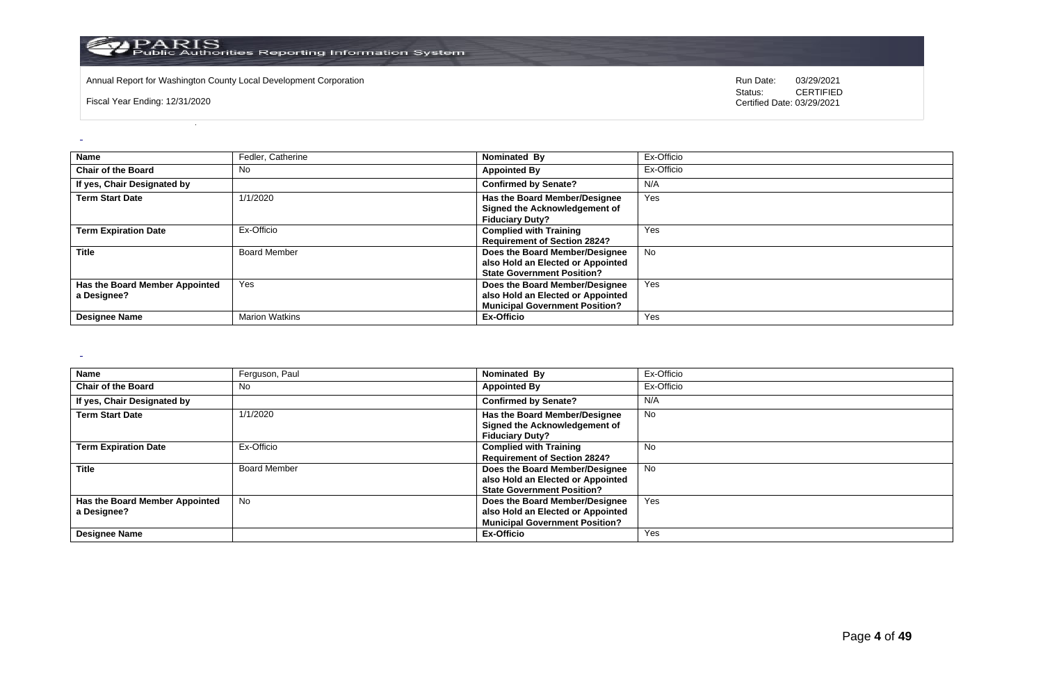| Name | Fedler, Catherine | Nominated By | Ex-Officio |
|---|---|---|---|
| Chair of the Board | No | Appointed By | Ex-Officio |
| If yes, Chair Designated by | | Confirmed by Senate? | N/A |
| Term Start Date | 1/1/2020 | Has the Board Member/Designee Signed the Acknowledgement of Fiduciary Duty? | Yes |
| Term Expiration Date | Ex-Officio | Complied with Training Requirement of Section 2824? | Yes |
| Title | Board Member | Does the Board Member/Designee also Hold an Elected or Appointed State Government Position? | No |
| Has the Board Member Appointed a Designee? | Yes | Does the Board Member/Designee also Hold an Elected or Appointed Municipal Government Position? | Yes |
| Designee Name | Marion Watkins | Ex-Officio | Yes |

| Name | Ferguson, Paul | Nominated By | Ex-Officio |
|---|---|---|---|
| Chair of the Board | No | Appointed By | Ex-Officio |
| If yes, Chair Designated by | | Confirmed by Senate? | N/A |
| Term Start Date | 1/1/2020 | Has the Board Member/Designee Signed the Acknowledgement of Fiduciary Duty? | No |
| Term Expiration Date | Ex-Officio | Complied with Training Requirement of Section 2824? | No |
| Title | Board Member | Does the Board Member/Designee also Hold an Elected or Appointed State Government Position? | No |
| Has the Board Member Appointed a Designee? | No | Does the Board Member/Designee also Hold an Elected or Appointed Municipal Government Position? | Yes |
| Designee Name | | Ex-Officio | Yes |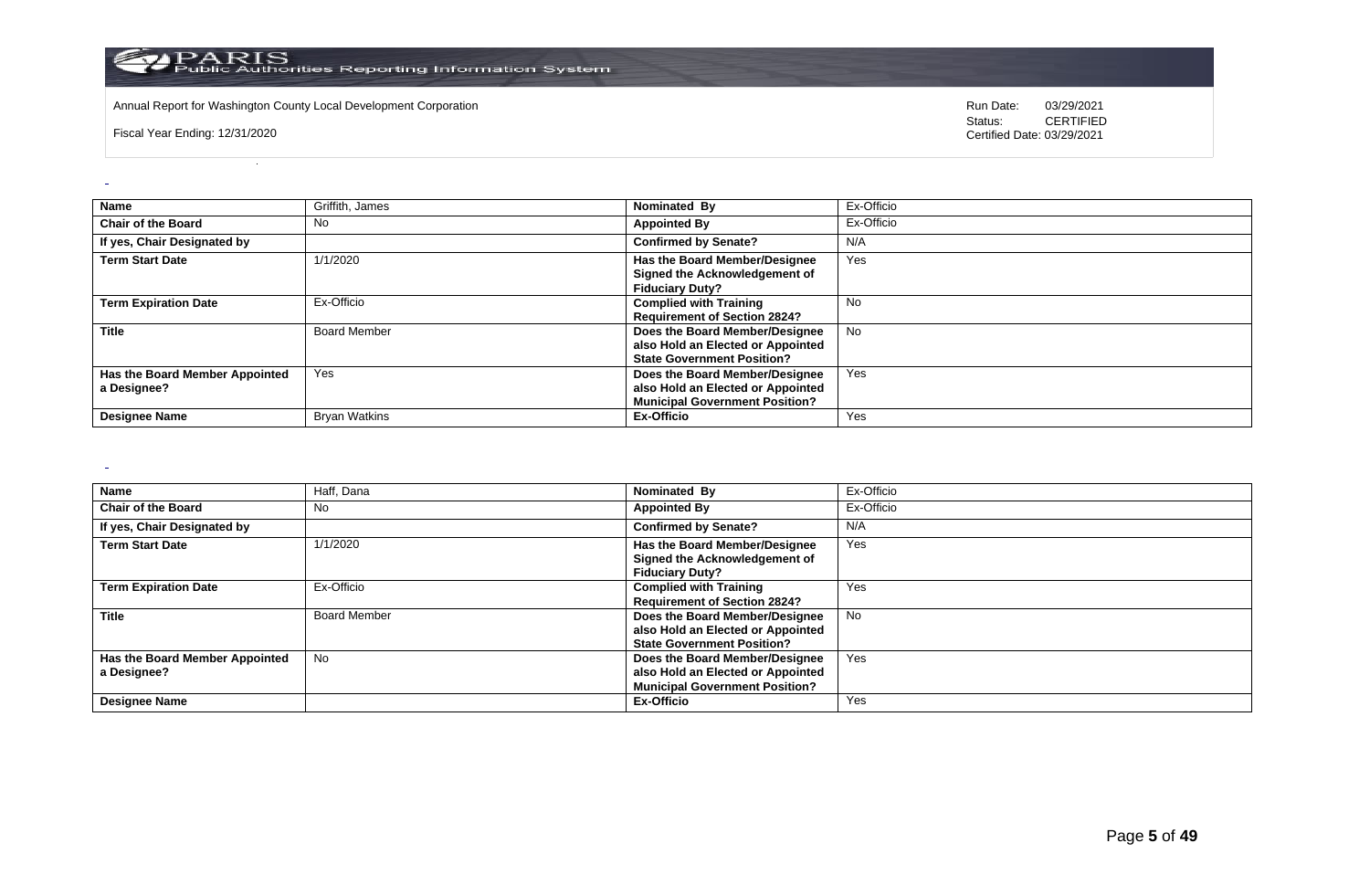Annual Report for Washington County Local Development Corporation

Fiscal Year Ending: 12/31/2020

Run Date: 03/29/2021
Status: CERTIFIED
Certified Date: 03/29/2021

| **Name** | Griffith, James | **Nominated By** | Ex-Officio |
|---|---|---|---|
| **Chair of the Board** | No | **Appointed By** | Ex-Officio |
| **If yes, Chair Designated by** | | **Confirmed by Senate?** | N/A |
| **Term Start Date** | 1/1/2020 | **Has the Board Member/Designee Signed the Acknowledgement of Fiduciary Duty?** | Yes |
| **Term Expiration Date** | Ex-Officio | **Complied with Training Requirement of Section 2824?** | No |
| **Title** | Board Member | **Does the Board Member/Designee also Hold an Elected or Appointed State Government Position?** | No |
| **Has the Board Member Appointed a Designee?** | Yes | **Does the Board Member/Designee also Hold an Elected or Appointed Municipal Government Position?** | Yes |
| **Designee Name** | Bryan Watkins | **Ex-Officio** | Yes |

| **Name** | Haff, Dana | **Nominated By** | Ex-Officio |
|---|---|---|---|
| **Chair of the Board** | No | **Appointed By** | Ex-Officio |
| **If yes, Chair Designated by** | | **Confirmed by Senate?** | N/A |
| **Term Start Date** | 1/1/2020 | **Has the Board Member/Designee Signed the Acknowledgement of Fiduciary Duty?** | Yes |
| **Term Expiration Date** | Ex-Officio | **Complied with Training Requirement of Section 2824?** | Yes |
| **Title** | Board Member | **Does the Board Member/Designee also Hold an Elected or Appointed State Government Position?** | No |
| **Has the Board Member Appointed a Designee?** | No | **Does the Board Member/Designee also Hold an Elected or Appointed Municipal Government Position?** | Yes |
| **Designee Name** | | **Ex-Officio** | Yes |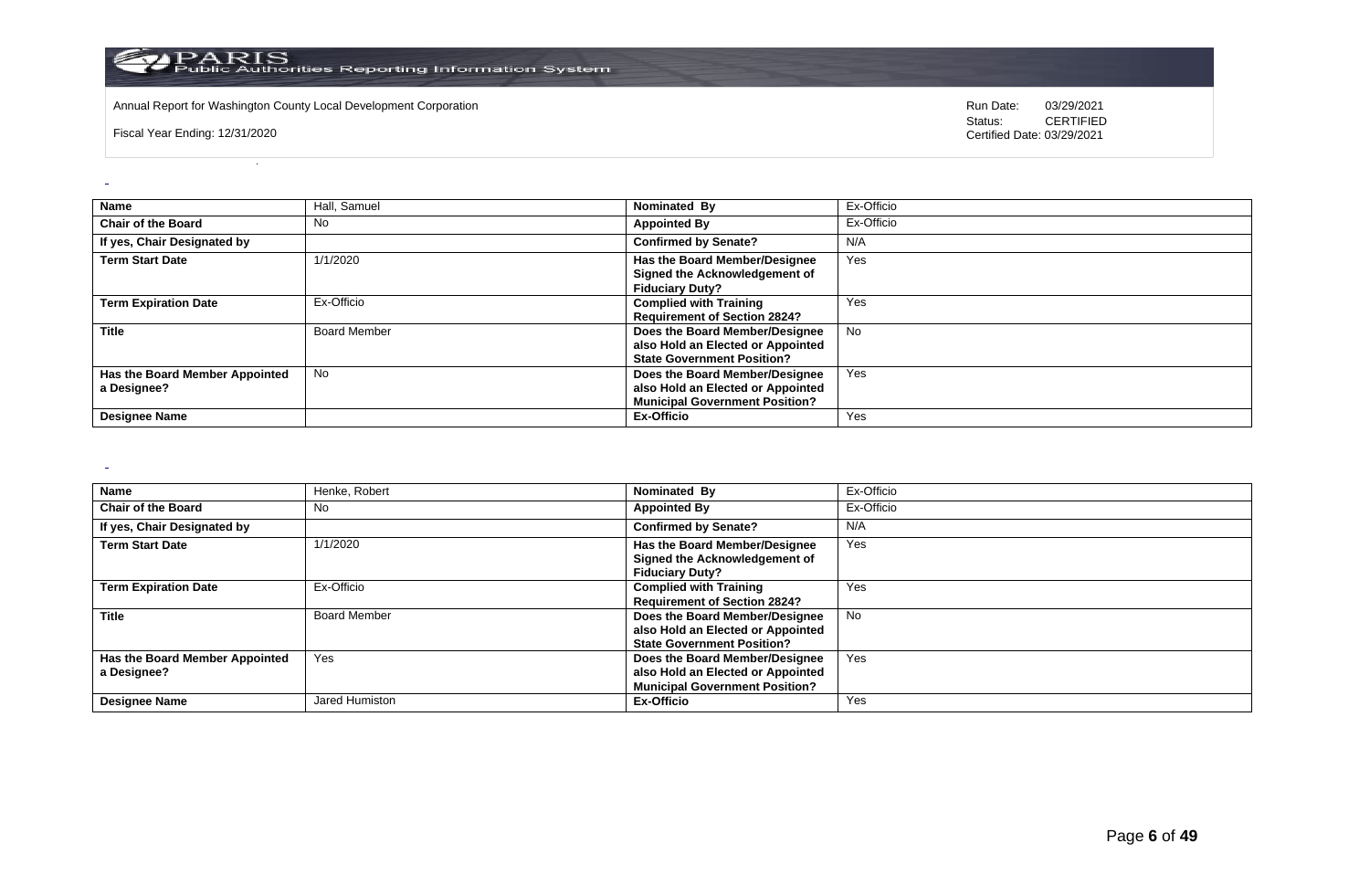Annual Report for Washington County Local Development Corporation

Fiscal Year Ending: 12/31/2020

Run Date: 03/29/2021
Status: CERTIFIED
Certified Date: 03/29/2021

| **Name** | Hall, Samuel | **Nominated By** | Ex-Officio |
|---|---|---|---|
| **Chair of the Board** | No | **Appointed By** | Ex-Officio |
| **If yes, Chair Designated by** | | **Confirmed by Senate?** | N/A |
| **Term Start Date** | 1/1/2020 | **Has the Board Member/Designee Signed the Acknowledgement of Fiduciary Duty?** | Yes |
| **Term Expiration Date** | Ex-Officio | **Complied with Training Requirement of Section 2824?** | Yes |
| **Title** | Board Member | **Does the Board Member/Designee also Hold an Elected or Appointed State Government Position?** | No |
| **Has the Board Member Appointed a Designee?** | No | **Does the Board Member/Designee also Hold an Elected or Appointed Municipal Government Position?** | Yes |
| **Designee Name** | | **Ex-Officio** | Yes |

| **Name** | Henke, Robert | **Nominated By** | Ex-Officio |
|---|---|---|---|
| **Chair of the Board** | No | **Appointed By** | Ex-Officio |
| **If yes, Chair Designated by** | | **Confirmed by Senate?** | N/A |
| **Term Start Date** | 1/1/2020 | **Has the Board Member/Designee Signed the Acknowledgement of Fiduciary Duty?** | Yes |
| **Term Expiration Date** | Ex-Officio | **Complied with Training Requirement of Section 2824?** | Yes |
| **Title** | Board Member | **Does the Board Member/Designee also Hold an Elected or Appointed State Government Position?** | No |
| **Has the Board Member Appointed a Designee?** | Yes | **Does the Board Member/Designee also Hold an Elected or Appointed Municipal Government Position?** | Yes |
| **Designee Name** | Jared Humiston | **Ex-Officio** | Yes |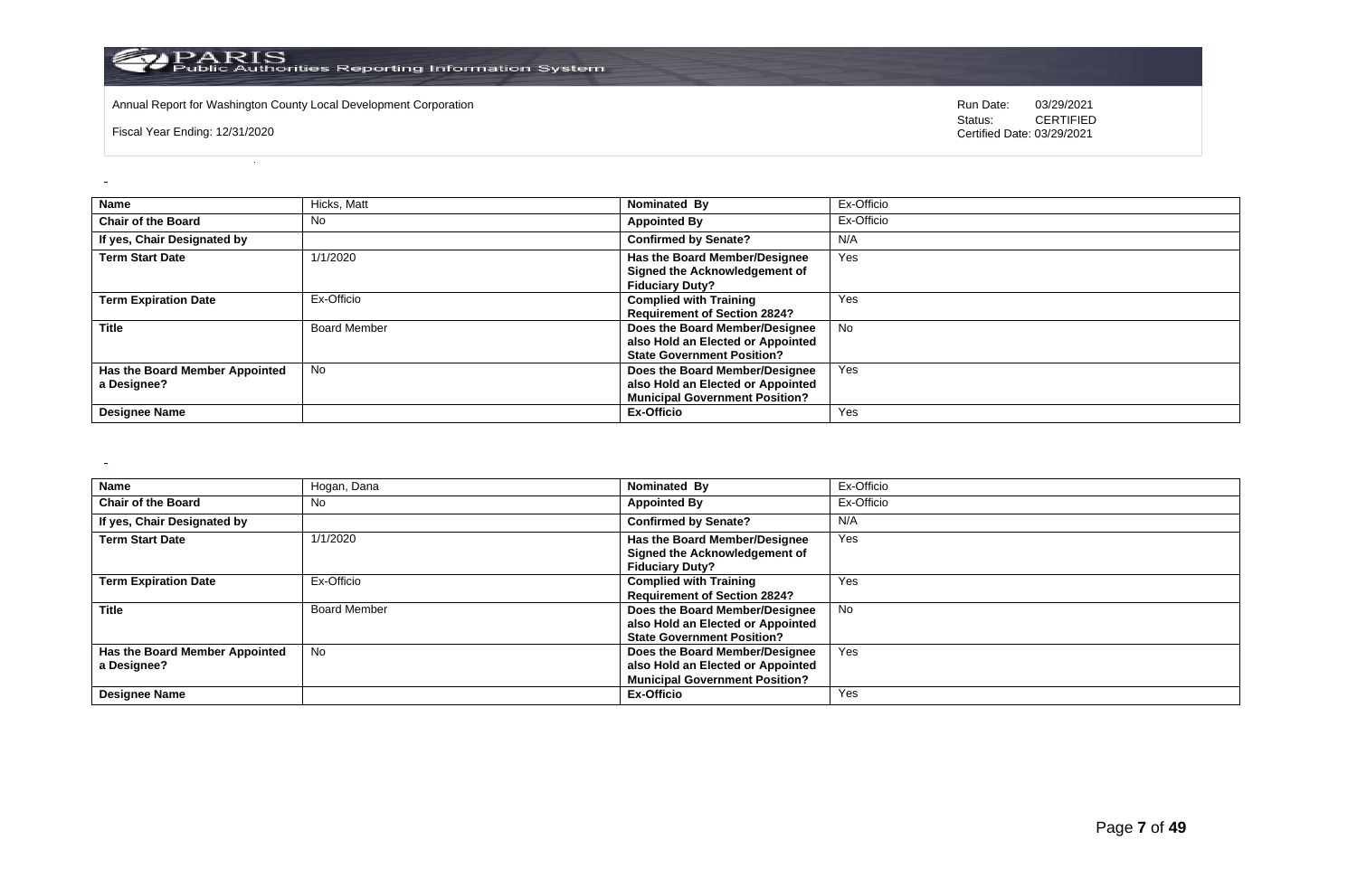Annual Report for Washington County Local Development Corporation

Fiscal Year Ending: 12/31/2020

Run Date: 03/29/2021
Status: CERTIFIED
Certified Date: 03/29/2021

| **Name** | Hicks, Matt | **Nominated By** | Ex-Officio |
|---|---|---|---|
| **Chair of the Board** | No | **Appointed By** | Ex-Officio |
| **If yes, Chair Designated by** | | **Confirmed by Senate?** | N/A |
| **Term Start Date** | 1/1/2020 | **Has the Board Member/Designee Signed the Acknowledgement of Fiduciary Duty?** | Yes |
| **Term Expiration Date** | Ex-Officio | **Complied with Training Requirement of Section 2824?** | Yes |
| **Title** | Board Member | **Does the Board Member/Designee also Hold an Elected or Appointed State Government Position?** | No |
| **Has the Board Member Appointed a Designee?** | No | **Does the Board Member/Designee also Hold an Elected or Appointed Municipal Government Position?** | Yes |
| **Designee Name** | | **Ex-Officio** | Yes |

| **Name** | Hogan, Dana | **Nominated By** | Ex-Officio |
|---|---|---|---|
| **Chair of the Board** | No | **Appointed By** | Ex-Officio |
| **If yes, Chair Designated by** | | **Confirmed by Senate?** | N/A |
| **Term Start Date** | 1/1/2020 | **Has the Board Member/Designee Signed the Acknowledgement of Fiduciary Duty?** | Yes |
| **Term Expiration Date** | Ex-Officio | **Complied with Training Requirement of Section 2824?** | Yes |
| **Title** | Board Member | **Does the Board Member/Designee also Hold an Elected or Appointed State Government Position?** | No |
| **Has the Board Member Appointed a Designee?** | No | **Does the Board Member/Designee also Hold an Elected or Appointed Municipal Government Position?** | Yes |
| **Designee Name** | | **Ex-Officio** | Yes |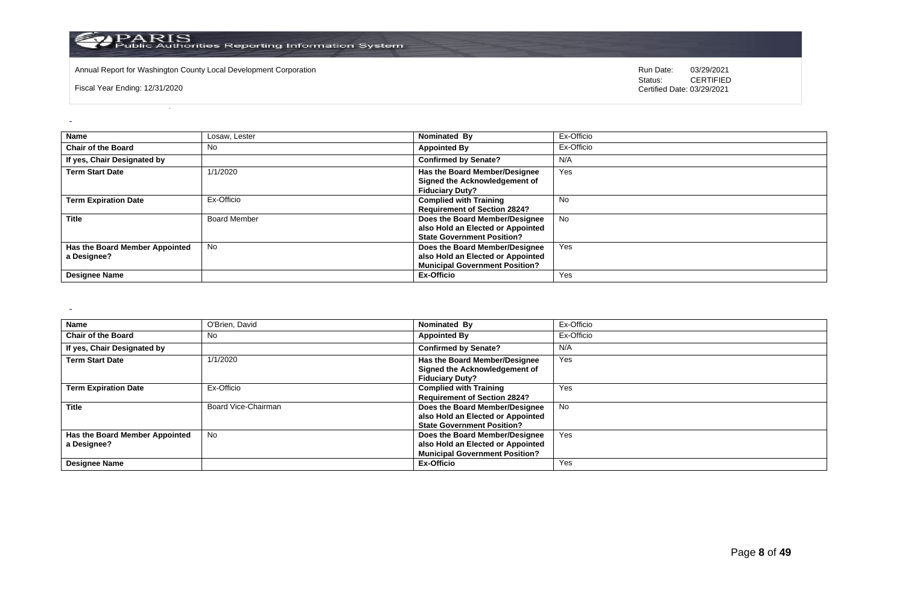| Name | Losaw, Lester | Nominated By | Ex-Officio |
|---|---|---|---|
| Chair of the Board | No | Appointed By | Ex-Officio |
| If yes, Chair Designated by | | Confirmed by Senate? | N/A |
| Term Start Date | 1/1/2020 | Has the Board Member/Designee Signed the Acknowledgement of Fiduciary Duty? | Yes |
| Term Expiration Date | Ex-Officio | Complied with Training Requirement of Section 2824? | No |
| Title | Board Member | Does the Board Member/Designee also Hold an Elected or Appointed State Government Position? | No |
| Has the Board Member Appointed a Designee? | No | Does the Board Member/Designee also Hold an Elected or Appointed Municipal Government Position? | Yes |
| Designee Name | | Ex-Officio | Yes |

| Name | O'Brien, David | Nominated By | Ex-Officio |
|---|---|---|---|
| Chair of the Board | No | Appointed By | Ex-Officio |
| If yes, Chair Designated by | | Confirmed by Senate? | N/A |
| Term Start Date | 1/1/2020 | Has the Board Member/Designee Signed the Acknowledgement of Fiduciary Duty? | Yes |
| Term Expiration Date | Ex-Officio | Complied with Training Requirement of Section 2824? | Yes |
| Title | Board Vice-Chairman | Does the Board Member/Designee also Hold an Elected or Appointed State Government Position? | No |
| Has the Board Member Appointed a Designee? | No | Does the Board Member/Designee also Hold an Elected or Appointed Municipal Government Position? | Yes |
| Designee Name | | Ex-Officio | Yes |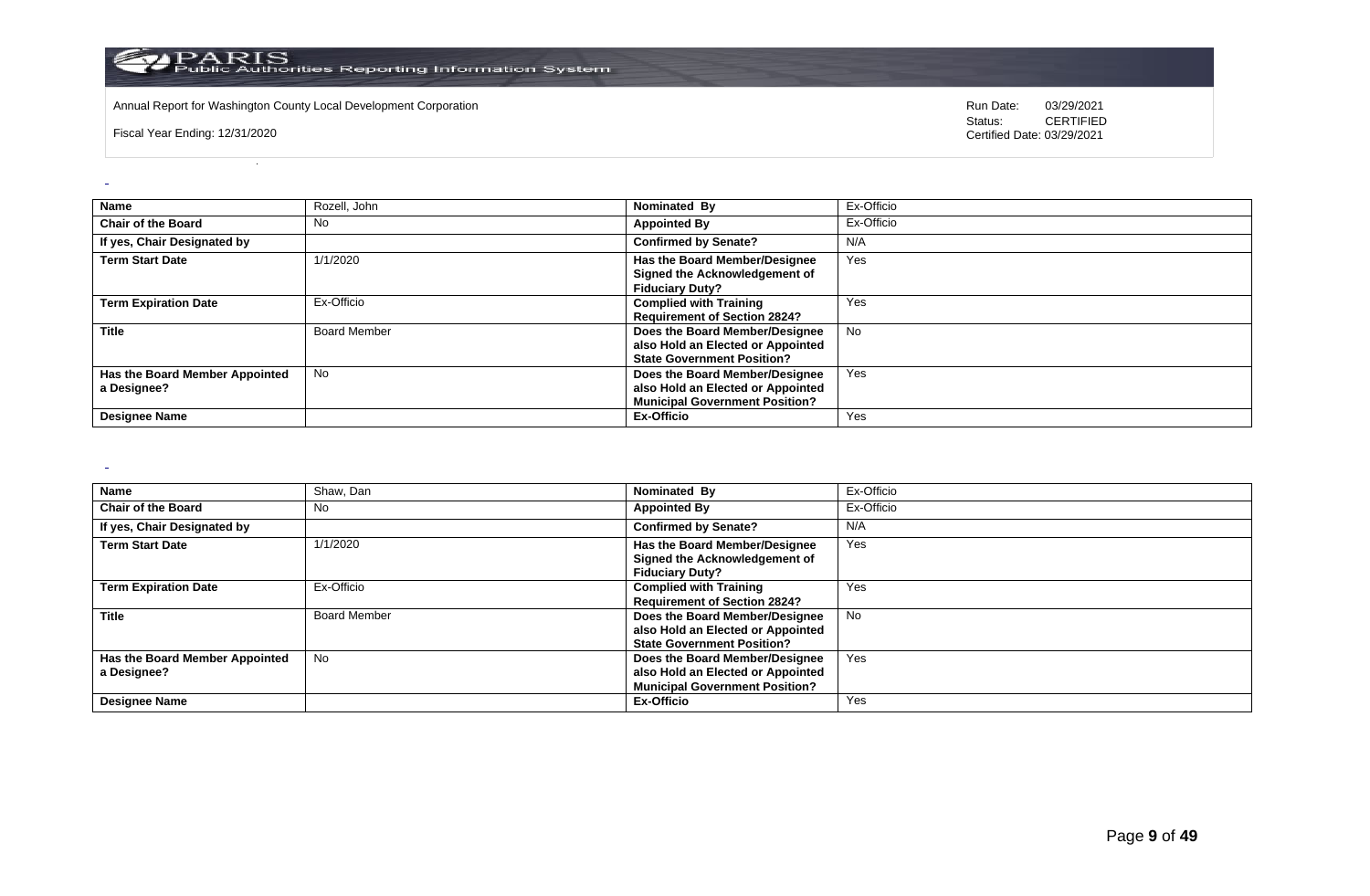| Name | Rozell, John | Nominated By | Ex-Officio |
|---|---|---|---|
| Chair of the Board | No | Appointed By | Ex-Officio |
| If yes, Chair Designated by | | Confirmed by Senate? | N/A |
| Term Start Date | 1/1/2020 | Has the Board Member/Designee Signed the Acknowledgement of Fiduciary Duty? | Yes |
| Term Expiration Date | Ex-Officio | Complied with Training Requirement of Section 2824? | Yes |
| Title | Board Member | Does the Board Member/Designee also Hold an Elected or Appointed State Government Position? | No |
| Has the Board Member Appointed a Designee? | No | Does the Board Member/Designee also Hold an Elected or Appointed Municipal Government Position? | Yes |
| Designee Name | | Ex-Officio | Yes |

| Name | Shaw, Dan | Nominated By | Ex-Officio |
|---|---|---|---|
| Chair of the Board | No | Appointed By | Ex-Officio |
| If yes, Chair Designated by | | Confirmed by Senate? | N/A |
| Term Start Date | 1/1/2020 | Has the Board Member/Designee Signed the Acknowledgement of Fiduciary Duty? | Yes |
| Term Expiration Date | Ex-Officio | Complied with Training Requirement of Section 2824? | Yes |
| Title | Board Member | Does the Board Member/Designee also Hold an Elected or Appointed State Government Position? | No |
| Has the Board Member Appointed a Designee? | No | Does the Board Member/Designee also Hold an Elected or Appointed Municipal Government Position? | Yes |
| Designee Name | | Ex-Officio | Yes |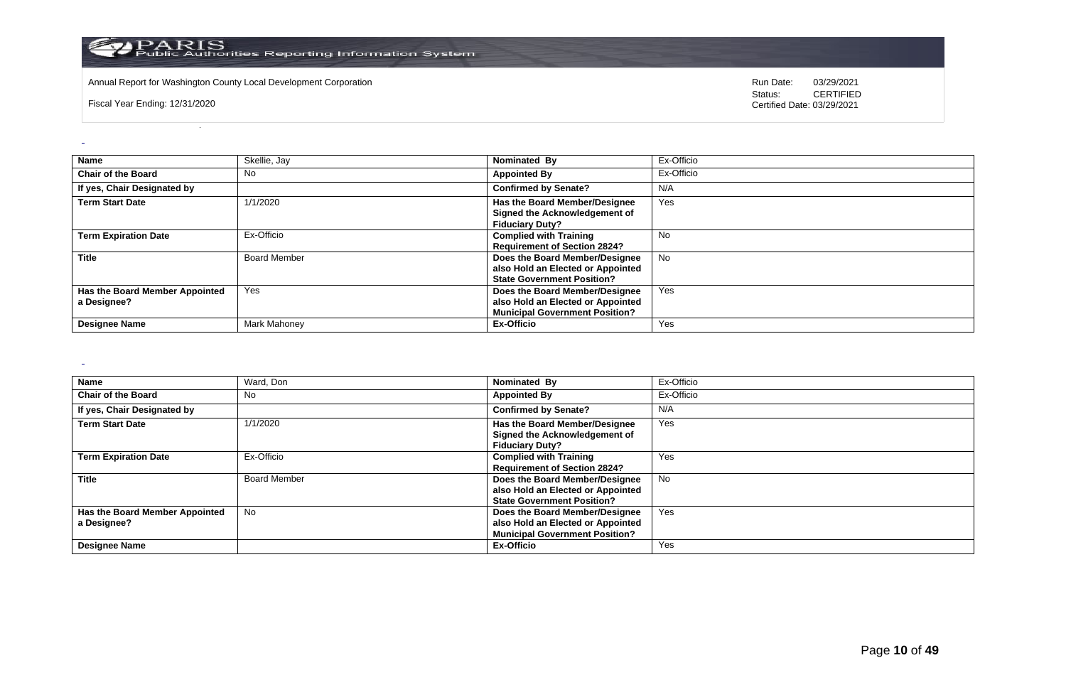| Name | Skellie, Jay | Nominated By | Ex-Officio |
|---|---|---|---|
| Chair of the Board | No | Appointed By | Ex-Officio |
| If yes, Chair Designated by | | Confirmed by Senate? | N/A |
| Term Start Date | 1/1/2020 | Has the Board Member/Designee Signed the Acknowledgement of Fiduciary Duty? | Yes |
| Term Expiration Date | Ex-Officio | Complied with Training Requirement of Section 2824? | No |
| Title | Board Member | Does the Board Member/Designee also Hold an Elected or Appointed State Government Position? | No |
| Has the Board Member Appointed a Designee? | Yes | Does the Board Member/Designee also Hold an Elected or Appointed Municipal Government Position? | Yes |
| Designee Name | Mark Mahoney | Ex-Officio | Yes |

| Name | Ward, Don | Nominated By | Ex-Officio |
|---|---|---|---|
| Chair of the Board | No | Appointed By | Ex-Officio |
| If yes, Chair Designated by | | Confirmed by Senate? | N/A |
| Term Start Date | 1/1/2020 | Has the Board Member/Designee Signed the Acknowledgement of Fiduciary Duty? | Yes |
| Term Expiration Date | Ex-Officio | Complied with Training Requirement of Section 2824? | Yes |
| Title | Board Member | Does the Board Member/Designee also Hold an Elected or Appointed State Government Position? | No |
| Has the Board Member Appointed a Designee? | No | Does the Board Member/Designee also Hold an Elected or Appointed Municipal Government Position? | Yes |
| Designee Name | | Ex-Officio | Yes |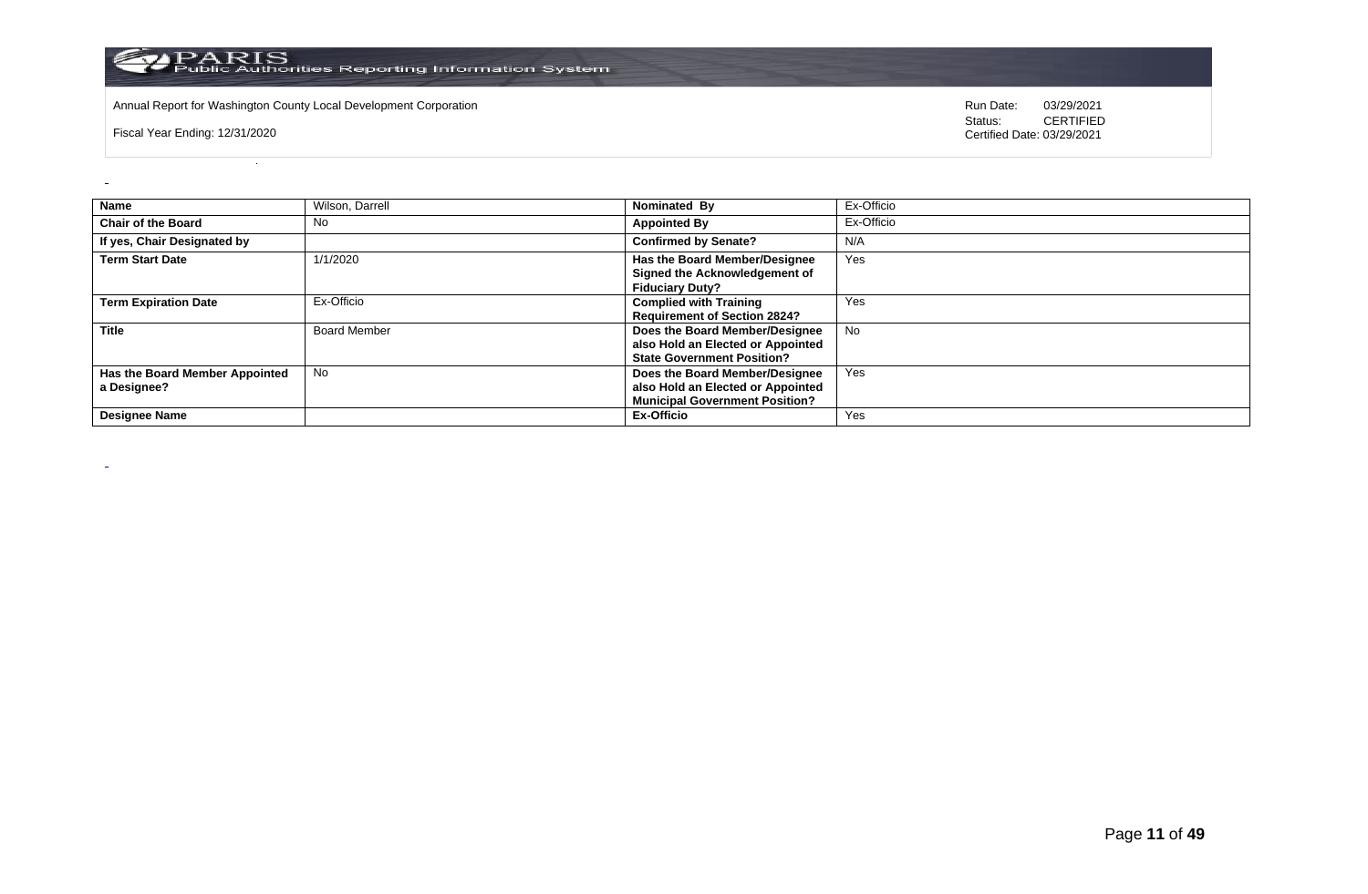Annual Report for Washington County Local Development Corporation

Fiscal Year Ending: 12/31/2020

Run Date: 03/29/2021
Status: CERTIFIED
Certified Date: 03/29/2021

| Name | Wilson, Darrell | Nominated By | Ex-Officio |
|---|---|---|---|
| Chair of the Board | No | Appointed By | Ex-Officio |
| If yes, Chair Designated by | | Confirmed by Senate? | N/A |
| Term Start Date | 1/1/2020 | Has the Board Member/Designee Signed the Acknowledgement of Fiduciary Duty? | Yes |
| Term Expiration Date | Ex-Officio | Complied with Training Requirement of Section 2824? | Yes |
| Title | Board Member | Does the Board Member/Designee also Hold an Elected or Appointed State Government Position? | No |
| Has the Board Member Appointed a Designee? | No | Does the Board Member/Designee also Hold an Elected or Appointed Municipal Government Position? | Yes |
| Designee Name | | Ex-Officio | Yes |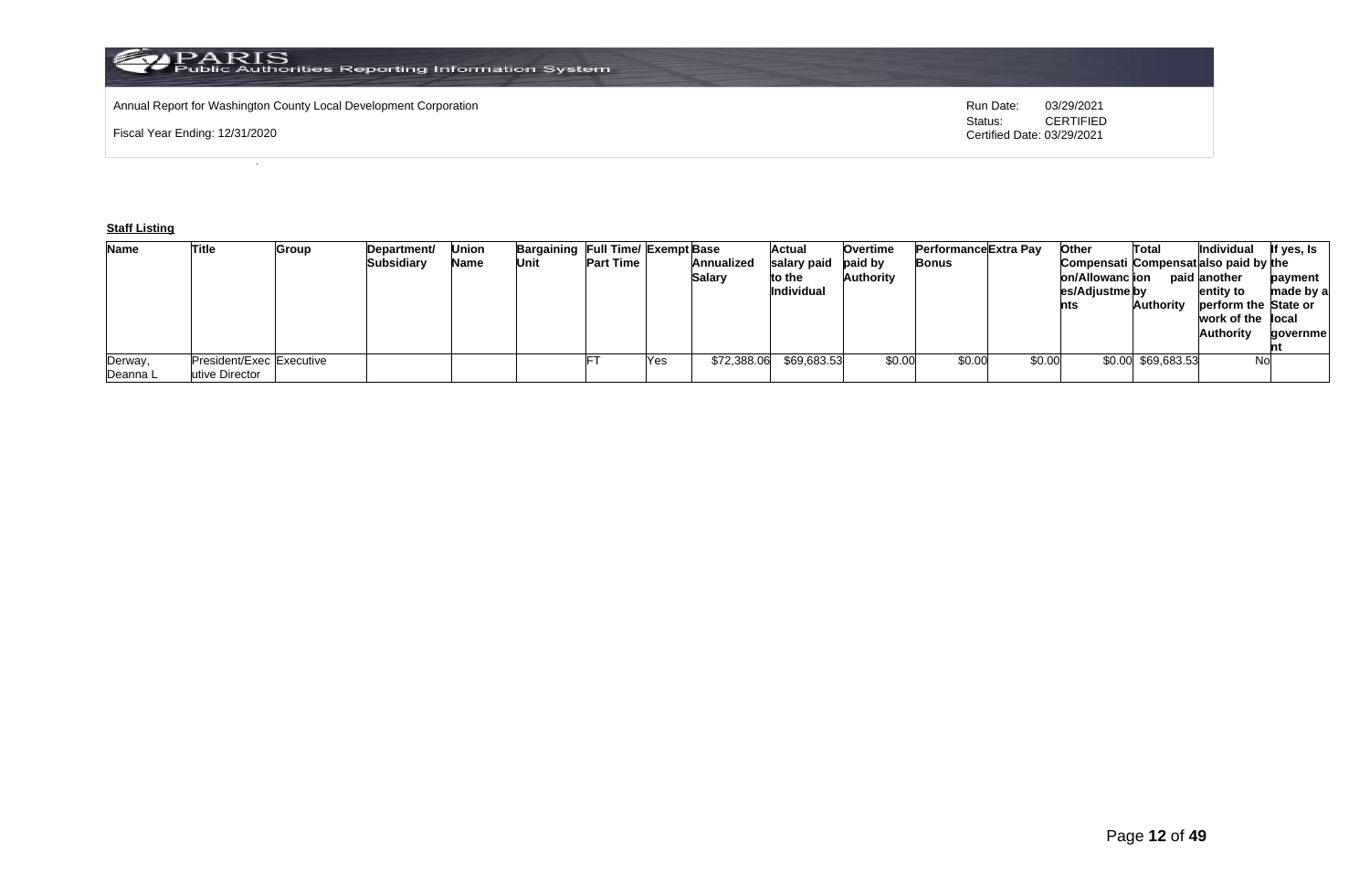Annual Report for Washington County Local Development Corporation

Fiscal Year Ending: 12/31/2020

Run Date: 03/29/2021
Status: CERTIFIED
Certified Date: 03/29/2021

**Staff Listing**

| Name | Title | Group | Department/ Subsidiary | Union Name | Bargaining Unit | Full Time/ Part Time | Exempt | Base Annualized Salary | Actual salary paid to the Individual | Overtime paid by Authority | Performance Bonus | Extra Pay | Other Compensation/Allowances/Adjustments | Total Compensation paid by Authority | Individual also paid by another entity to perform the work of the Authority | If yes, Is the payment made by a State or local government |
|---|---|---|---|---|---|---|---|---|---|---|---|---|---|---|---|---|
| Derway, Deanna L | President/Executive Director | Executive | | | | FT | Yes | $72,388.06 | $69,683.53 | $0.00 | $0.00 | $0.00 | $0.00 | $69,683.53 | No | |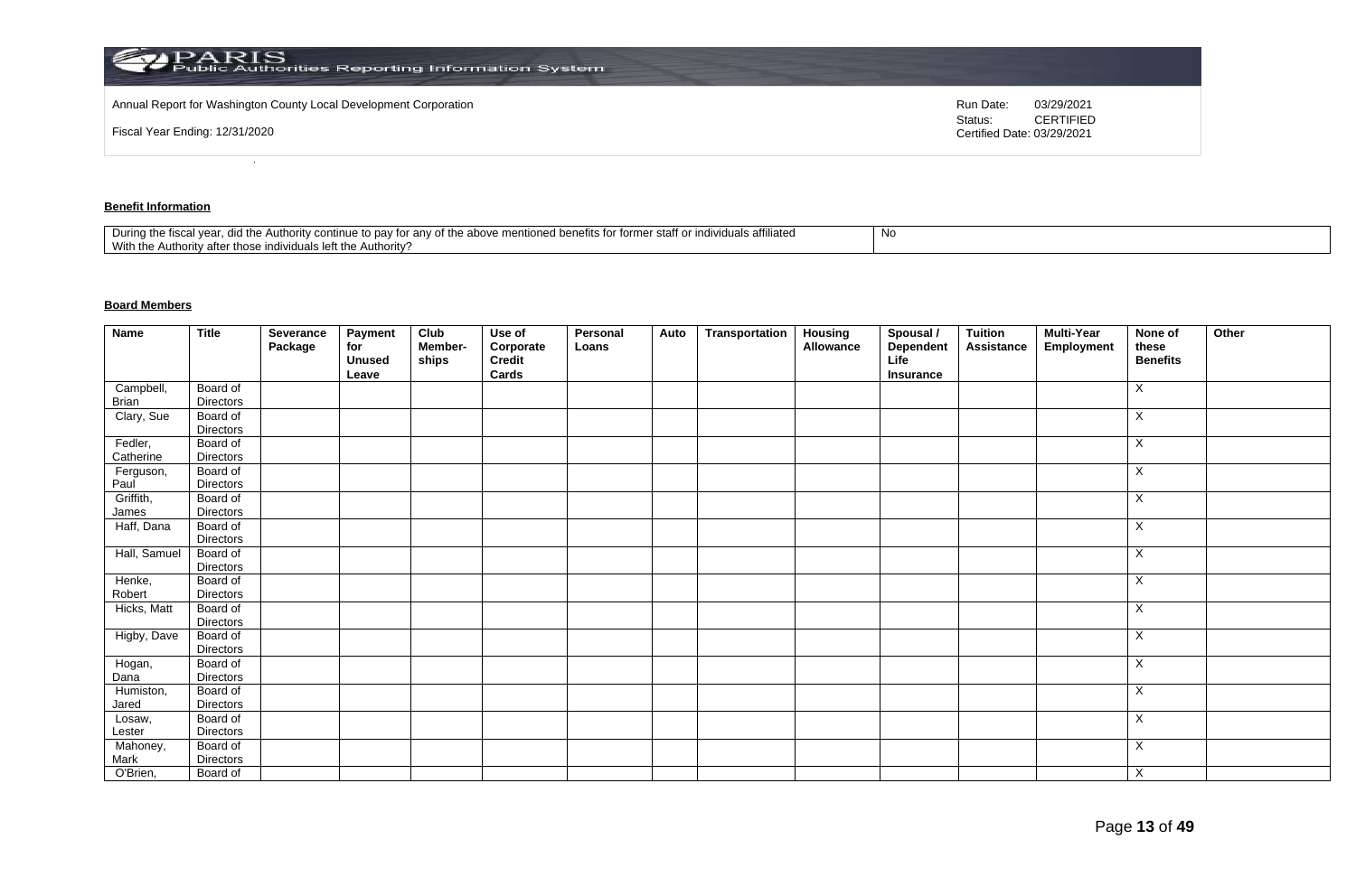Annual Report for Washington County Local Development Corporation

Fiscal Year Ending: 12/31/2020

Run Date: 03/29/2021
Status: CERTIFIED
Certified Date: 03/29/2021

**Benefit Information**

| During the fiscal year, did the Authority continue to pay for any of the above mentioned benefits for former staff or individuals affiliated With the Authority after those individuals left the Authority? | No |
|---|---|

**Board Members**

| Name | Title | Severance Package | Payment for Unused Leave | Club Member-ships | Use of Corporate Credit Cards | Personal Loans | Auto | Transportation | Housing Allowance | Spousal / Dependent Life Insurance | Tuition Assistance | Multi-Year Employment | None of these Benefits | Other |
|---|---|---|---|---|---|---|---|---|---|---|---|---|---|---|
| Campbell, Brian | Board of Directors | | | | | | | | | | | | X | |
| Clary, Sue | Board of Directors | | | | | | | | | | | | X | |
| Fedler, Catherine | Board of Directors | | | | | | | | | | | | X | |
| Ferguson, Paul | Board of Directors | | | | | | | | | | | | X | |
| Griffith, James | Board of Directors | | | | | | | | | | | | X | |
| Haff, Dana | Board of Directors | | | | | | | | | | | | X | |
| Hall, Samuel | Board of Directors | | | | | | | | | | | | X | |
| Henke, Robert | Board of Directors | | | | | | | | | | | | X | |
| Hicks, Matt | Board of Directors | | | | | | | | | | | | X | |
| Higby, Dave | Board of Directors | | | | | | | | | | | | X | |
| Hogan, Dana | Board of Directors | | | | | | | | | | | | X | |
| Humiston, Jared | Board of Directors | | | | | | | | | | | | X | |
| Losaw, Lester | Board of Directors | | | | | | | | | | | | X | |
| Mahoney, Mark | Board of Directors | | | | | | | | | | | | X | |
| O'Brien, | Board of | | | | | | | | | | | | X | |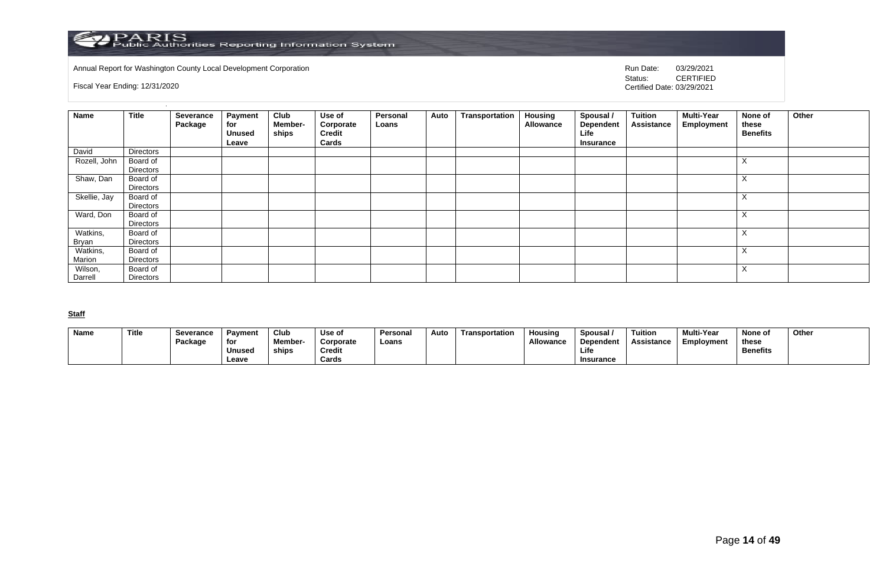Annual Report for Washington County Local Development Corporation

Fiscal Year Ending: 12/31/2020

Run Date: 03/29/2021
Status: CERTIFIED
Certified Date: 03/29/2021

| Name | Title | Severance Package | Payment for Unused Leave | Club Member-ships | Use of Corporate Credit Cards | Personal Loans | Auto | Transportation | Housing Allowance | Spousal / Dependent Life Insurance | Tuition Assistance | Multi-Year Employment | None of these Benefits | Other |
|---|---|---|---|---|---|---|---|---|---|---|---|---|---|---|
| David | Directors | | | | | | | | | | | | | |
| Rozell, John | Board of Directors | | | | | | | | | | | | X | |
| Shaw, Dan | Board of Directors | | | | | | | | | | | | X | |
| Skellie, Jay | Board of Directors | | | | | | | | | | | | X | |
| Ward, Don | Board of Directors | | | | | | | | | | | | X | |
| Watkins, Bryan | Board of Directors | | | | | | | | | | | | X | |
| Watkins, Marion | Board of Directors | | | | | | | | | | | | X | |
| Wilson, Darrell | Board of Directors | | | | | | | | | | | | X | |

**Staff**

| Name | Title | Severance Package | Payment for Unused Leave | Club Member-ships | Use of Corporate Credit Cards | Personal Loans | Auto | Transportation | Housing Allowance | Spousal / Dependent Life Insurance | Tuition Assistance | Multi-Year Employment | None of these Benefits | Other |
|---|---|---|---|---|---|---|---|---|---|---|---|---|---|---|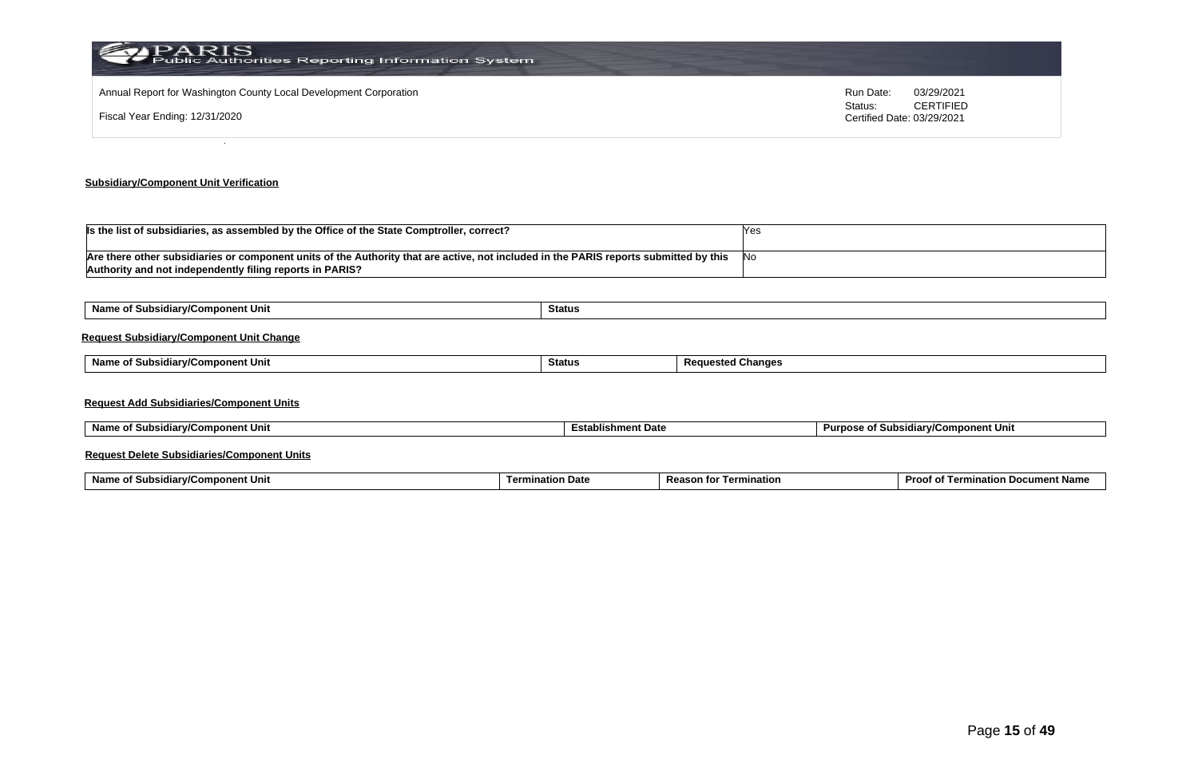Annual Report for Washington County Local Development Corporation

Fiscal Year Ending: 12/31/2020

Run Date: 03/29/2021
Status: CERTIFIED
Certified Date: 03/29/2021

**Subsidiary/Component Unit Verification**

| Is the list of subsidiaries, as assembled by the Office of the State Comptroller, correct? | Yes |
|---|---|
| **Are there other subsidiaries or component units of the Authority that are active, not included in the PARIS reports submitted by this Authority and not independently filing reports in PARIS?** | No |

| Name of Subsidiary/Component Unit | Status |
|---|---|

**Request Subsidiary/Component Unit Change**

| Name of Subsidiary/Component Unit | Status | Requested Changes |
|---|---|---|

**Request Add Subsidiaries/Component Units**

| Name of Subsidiary/Component Unit | Establishment Date | Purpose of Subsidiary/Component Unit |
|---|---|---|

**Request Delete Subsidiaries/Component Units**

| Name of Subsidiary/Component Unit | Termination Date | Reason for Termination | Proof of Termination Document Name |
|---|---|---|---|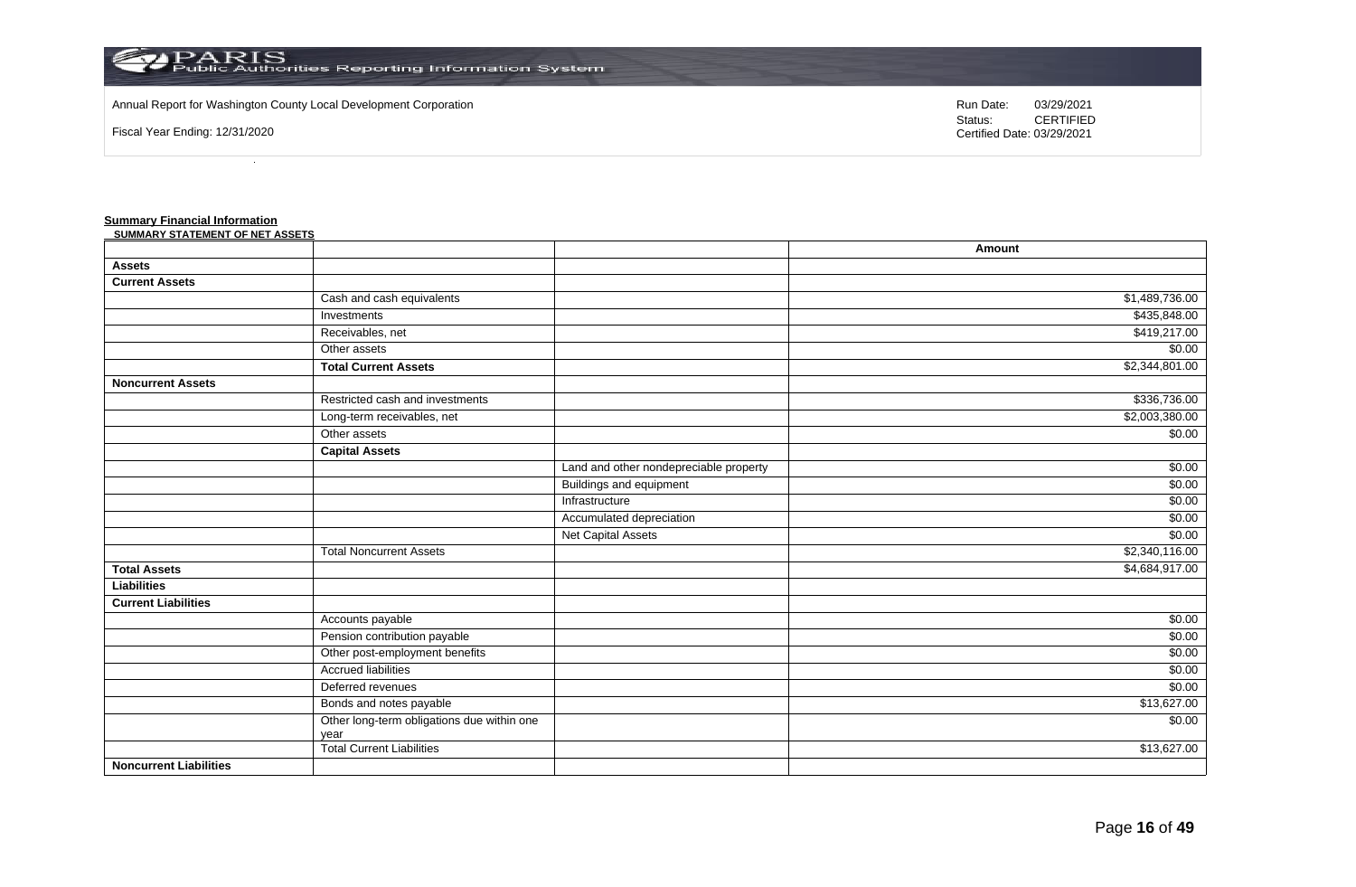Annual Report for Washington County Local Development Corporation

Fiscal Year Ending: 12/31/2020

Run Date: 03/29/2021
Status: CERTIFIED
Certified Date: 03/29/2021

## Summary Financial Information

**SUMMARY STATEMENT OF NET ASSETS**

| | | | Amount |
|---|---|---|---|
| **Assets** | | | |
| **Current Assets** | | | |
| | Cash and cash equivalents | | $1,489,736.00 |
| | Investments | | $435,848.00 |
| | Receivables, net | | $419,217.00 |
| | Other assets | | $0.00 |
| | **Total Current Assets** | | $2,344,801.00 |
| **Noncurrent Assets** | | | |
| | Restricted cash and investments | | $336,736.00 |
| | Long-term receivables, net | | $2,003,380.00 |
| | Other assets | | $0.00 |
| | **Capital Assets** | | |
| | | Land and other nondepreciable property | $0.00 |
| | | Buildings and equipment | $0.00 |
| | | Infrastructure | $0.00 |
| | | Accumulated depreciation | $0.00 |
| | | Net Capital Assets | $0.00 |
| | Total Noncurrent Assets | | $2,340,116.00 |
| **Total Assets** | | | $4,684,917.00 |
| **Liabilities** | | | |
| **Current Liabilities** | | | |
| | Accounts payable | | $0.00 |
| | Pension contribution payable | | $0.00 |
| | Other post-employment benefits | | $0.00 |
| | Accrued liabilities | | $0.00 |
| | Deferred revenues | | $0.00 |
| | Bonds and notes payable | | $13,627.00 |
| | Other long-term obligations due within one year | | $0.00 |
| | Total Current Liabilities | | $13,627.00 |
| **Noncurrent Liabilities** | | | |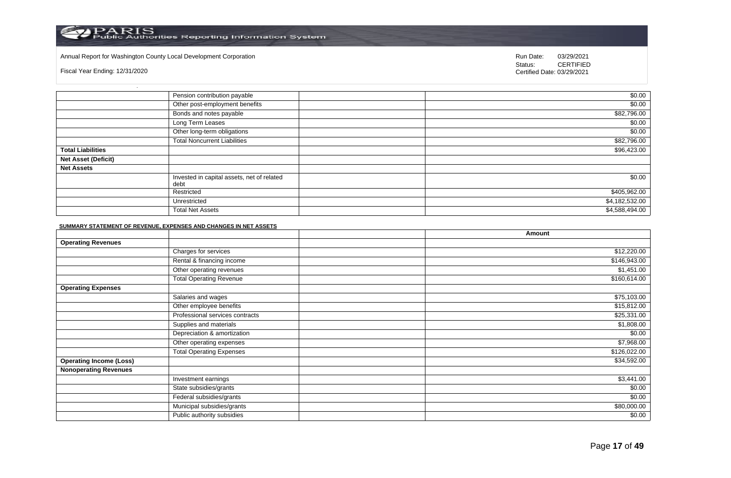Annual Report for Washington County Local Development Corporation

Fiscal Year Ending: 12/31/2020

Run Date: 03/29/2021
Status: CERTIFIED
Certified Date: 03/29/2021

| | | | |
|---|---|---|---|
| | Pension contribution payable | | $0.00 |
| | Other post-employment benefits | | $0.00 |
| | Bonds and notes payable | | $82,796.00 |
| | Long Term Leases | | $0.00 |
| | Other long-term obligations | | $0.00 |
| | Total Noncurrent Liabilities | | $82,796.00 |
| **Total Liabilities** | | | $96,423.00 |
| **Net Asset (Deficit)** | | | |
| **Net Assets** | | | |
| | Invested in capital assets, net of related debt | | $0.00 |
| | Restricted | | $405,962.00 |
| | Unrestricted | | $4,182,532.00 |
| | Total Net Assets | | $4,588,494.00 |

**SUMMARY STATEMENT OF REVENUE, EXPENSES AND CHANGES IN NET ASSETS**

| | | | Amount |
|---|---|---|---|
| **Operating Revenues** | | | |
| | Charges for services | | $12,220.00 |
| | Rental & financing income | | $146,943.00 |
| | Other operating revenues | | $1,451.00 |
| | Total Operating Revenue | | $160,614.00 |
| **Operating Expenses** | | | |
| | Salaries and wages | | $75,103.00 |
| | Other employee benefits | | $15,812.00 |
| | Professional services contracts | | $25,331.00 |
| | Supplies and materials | | $1,808.00 |
| | Depreciation & amortization | | $0.00 |
| | Other operating expenses | | $7,968.00 |
| | Total Operating Expenses | | $126,022.00 |
| **Operating Income (Loss)** | | | $34,592.00 |
| **Nonoperating Revenues** | | | |
| | Investment earnings | | $3,441.00 |
| | State subsidies/grants | | $0.00 |
| | Federal subsidies/grants | | $0.00 |
| | Municipal subsidies/grants | | $80,000.00 |
| | Public authority subsidies | | $0.00 |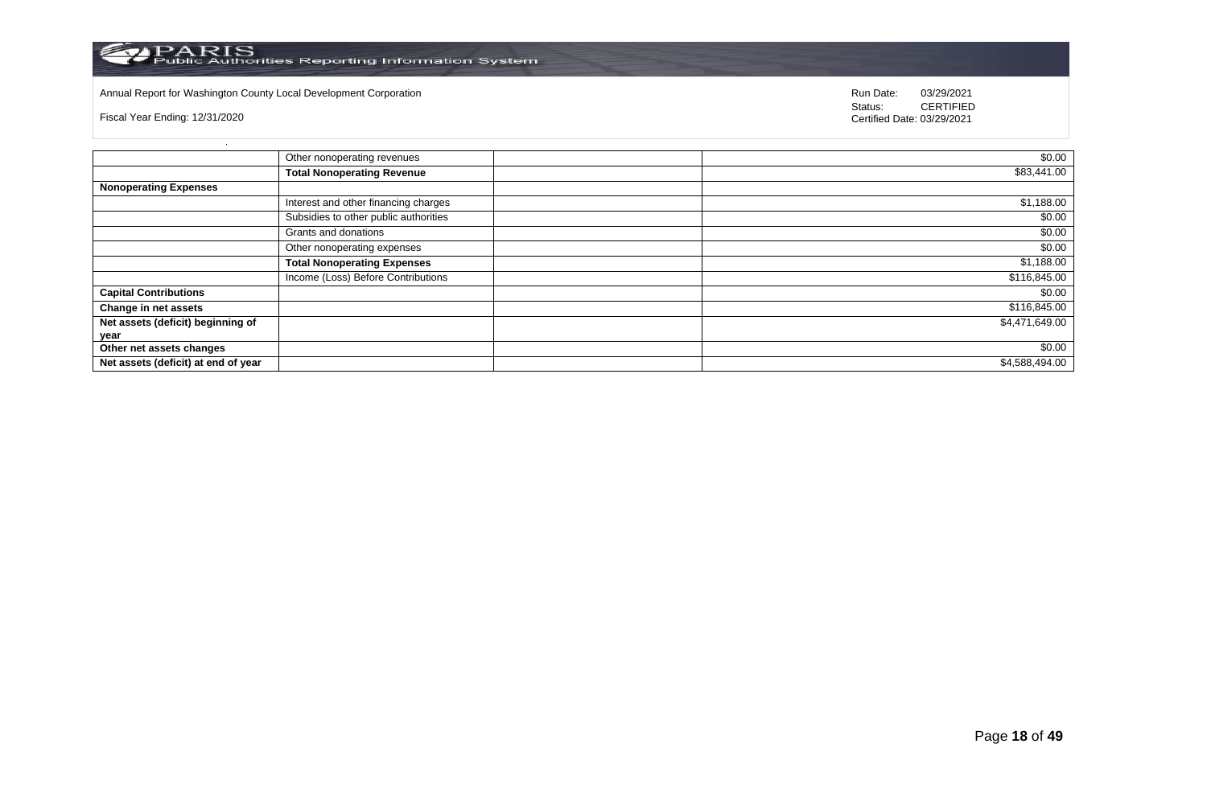Annual Report for Washington County Local Development Corporation

Fiscal Year Ending: 12/31/2020

Run Date: 03/29/2021
Status: CERTIFIED
Certified Date: 03/29/2021

| | | | |
|---|---|---|---|
| | Other nonoperating revenues | | $0.00 |
| | **Total Nonoperating Revenue** | | $83,441.00 |
| **Nonoperating Expenses** | | | |
| | Interest and other financing charges | | $1,188.00 |
| | Subsidies to other public authorities | | $0.00 |
| | Grants and donations | | $0.00 |
| | Other nonoperating expenses | | $0.00 |
| | **Total Nonoperating Expenses** | | $1,188.00 |
| | Income (Loss) Before Contributions | | $116,845.00 |
| **Capital Contributions** | | | $0.00 |
| **Change in net assets** | | | $116,845.00 |
| **Net assets (deficit) beginning of year** | | | $4,471,649.00 |
| **Other net assets changes** | | | $0.00 |
| **Net assets (deficit) at end of year** | | | $4,588,494.00 |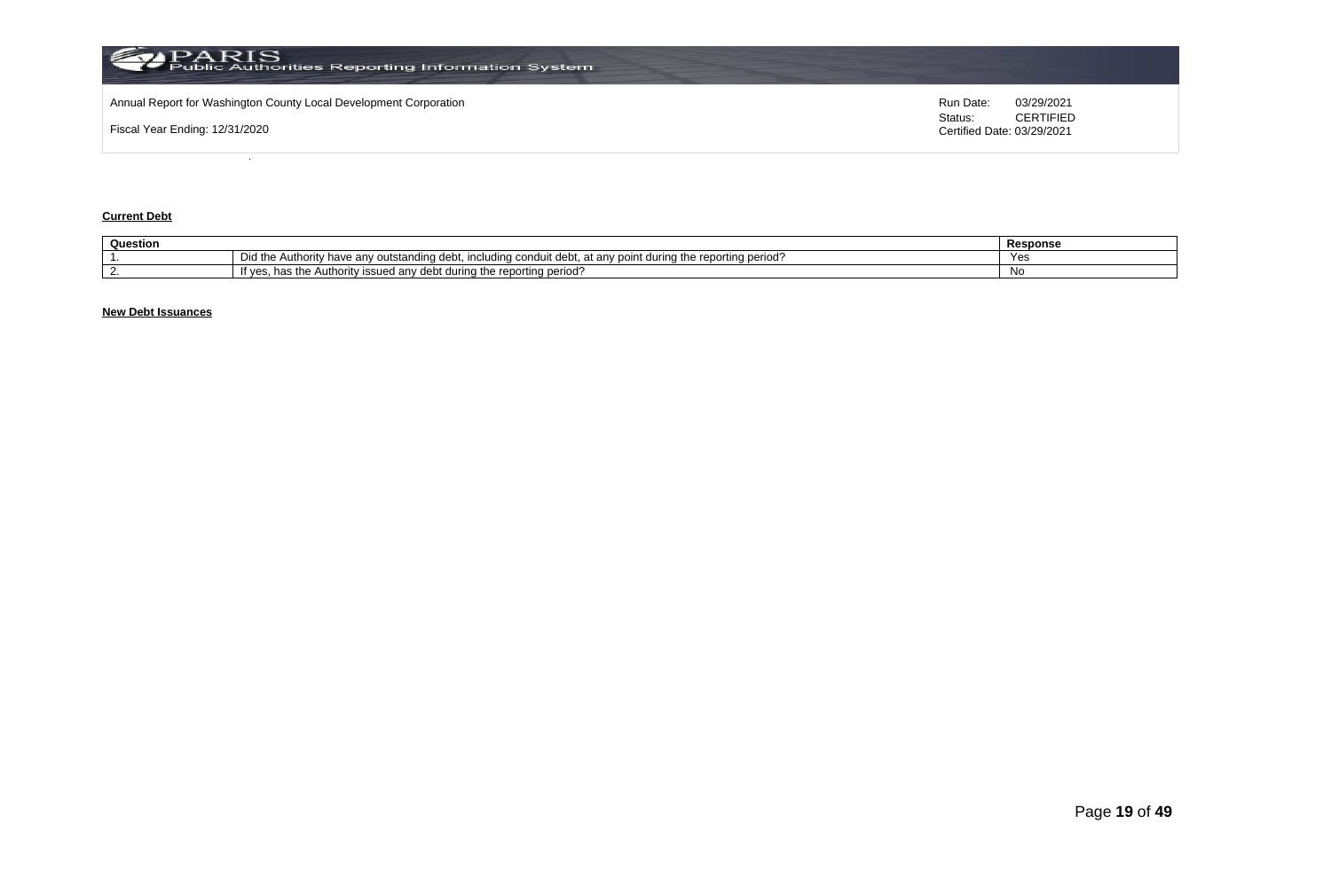**Current Debt**

| Question | | Response |
|---|---|---|
| 1. | Did the Authority have any outstanding debt, including conduit debt, at any point during the reporting period? | Yes |
| 2. | If yes, has the Authority issued any debt during the reporting period? | No |

**New Debt Issuances**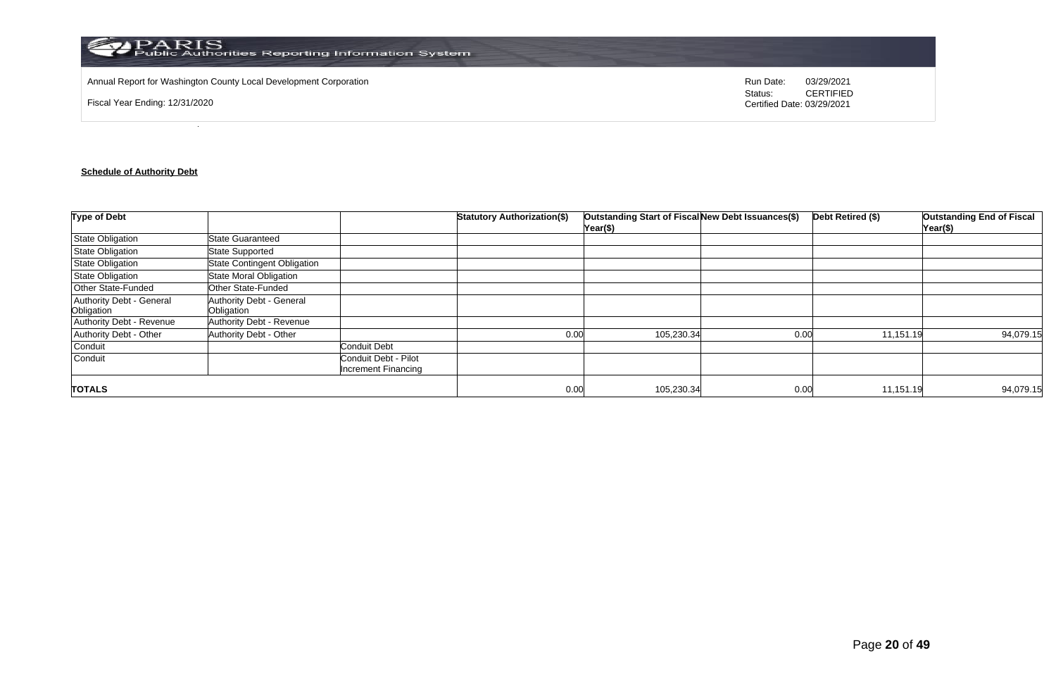Annual Report for Washington County Local Development Corporation

Fiscal Year Ending: 12/31/2020

Run Date: 03/29/2021
Status: CERTIFIED
Certified Date: 03/29/2021

**Schedule of Authority Debt**

| Type of Debt | | | Statutory Authorization($) | Outstanding Start of Fiscal Year($) | New Debt Issuances($) | Debt Retired ($) | Outstanding End of Fiscal Year($) |
|---|---|---|---|---|---|---|---|
| State Obligation | State Guaranteed | | | | | | |
| State Obligation | State Supported | | | | | | |
| State Obligation | State Contingent Obligation | | | | | | |
| State Obligation | State Moral Obligation | | | | | | |
| Other State-Funded | Other State-Funded | | | | | | |
| Authority Debt - General Obligation | Authority Debt - General Obligation | | | | | | |
| Authority Debt - Revenue | Authority Debt - Revenue | | | | | | |
| Authority Debt - Other | Authority Debt - Other | | 0.00 | 105,230.34 | 0.00 | 11,151.19 | 94,079.15 |
| Conduit | | Conduit Debt | | | | | |
| Conduit | | Conduit Debt - Pilot Increment Financing | | | | | |
| **TOTALS** | | | 0.00 | 105,230.34 | 0.00 | 11,151.19 | 94,079.15 |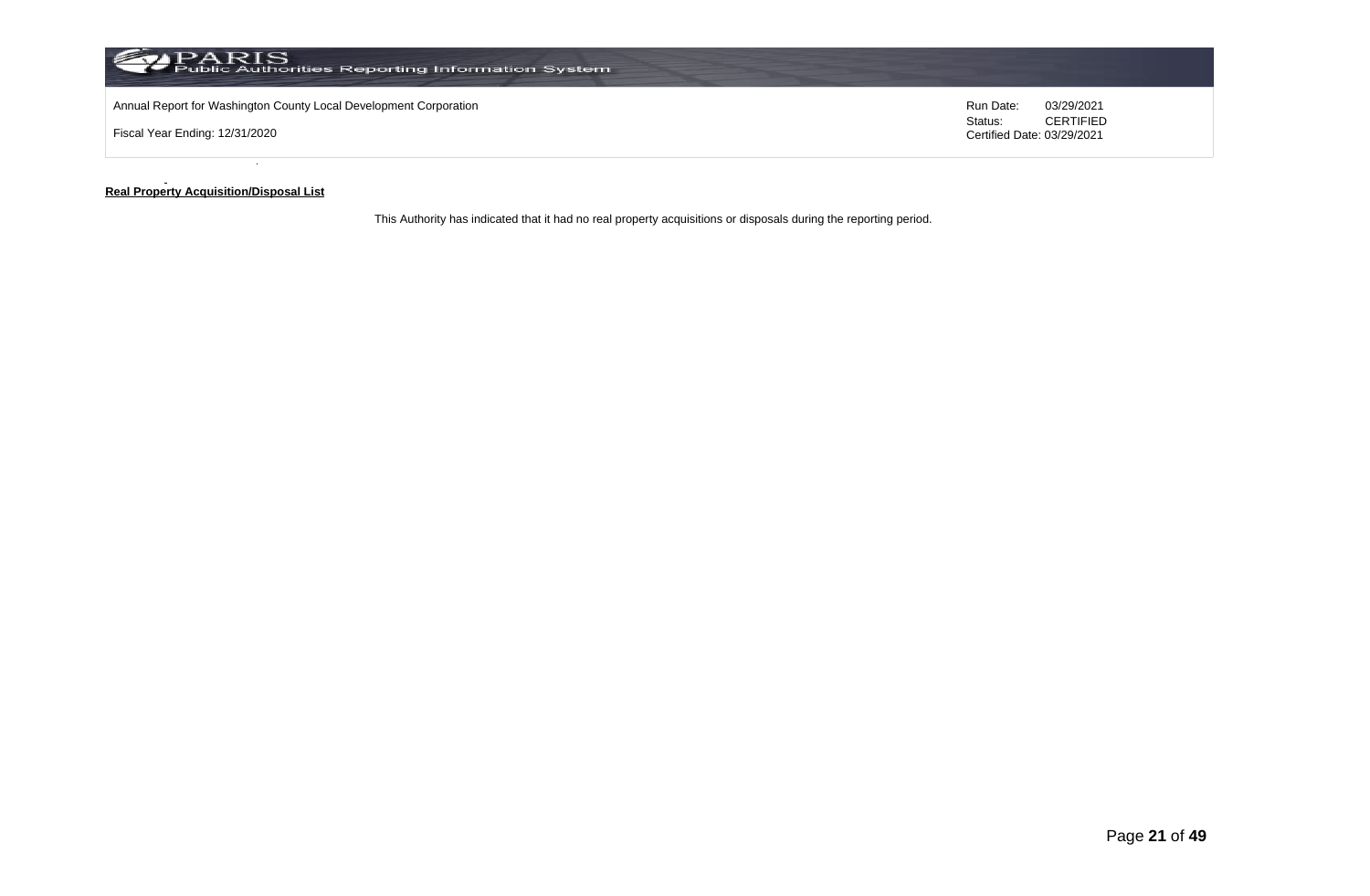Annual Report for Washington County Local Development Corporation

Fiscal Year Ending: 12/31/2020

Run Date: 03/29/2021
Status: CERTIFIED
Certified Date: 03/29/2021

**Real Property Acquisition/Disposal List**

This Authority has indicated that it had no real property acquisitions or disposals during the reporting period.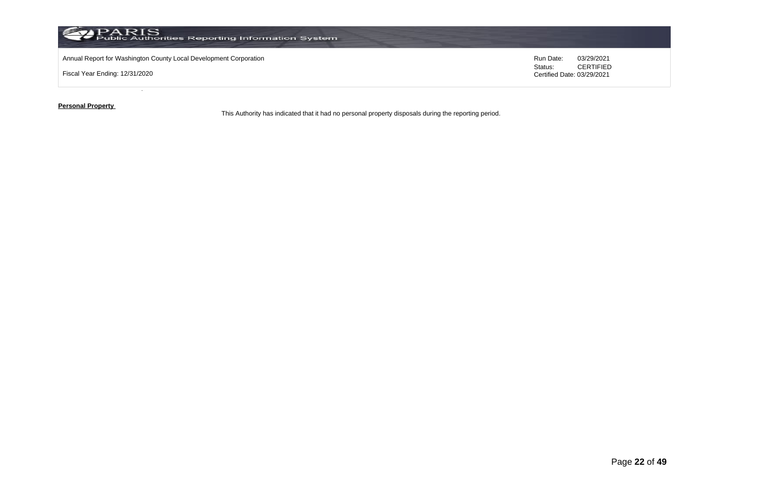**Personal Property**

This Authority has indicated that it had no personal property disposals during the reporting period.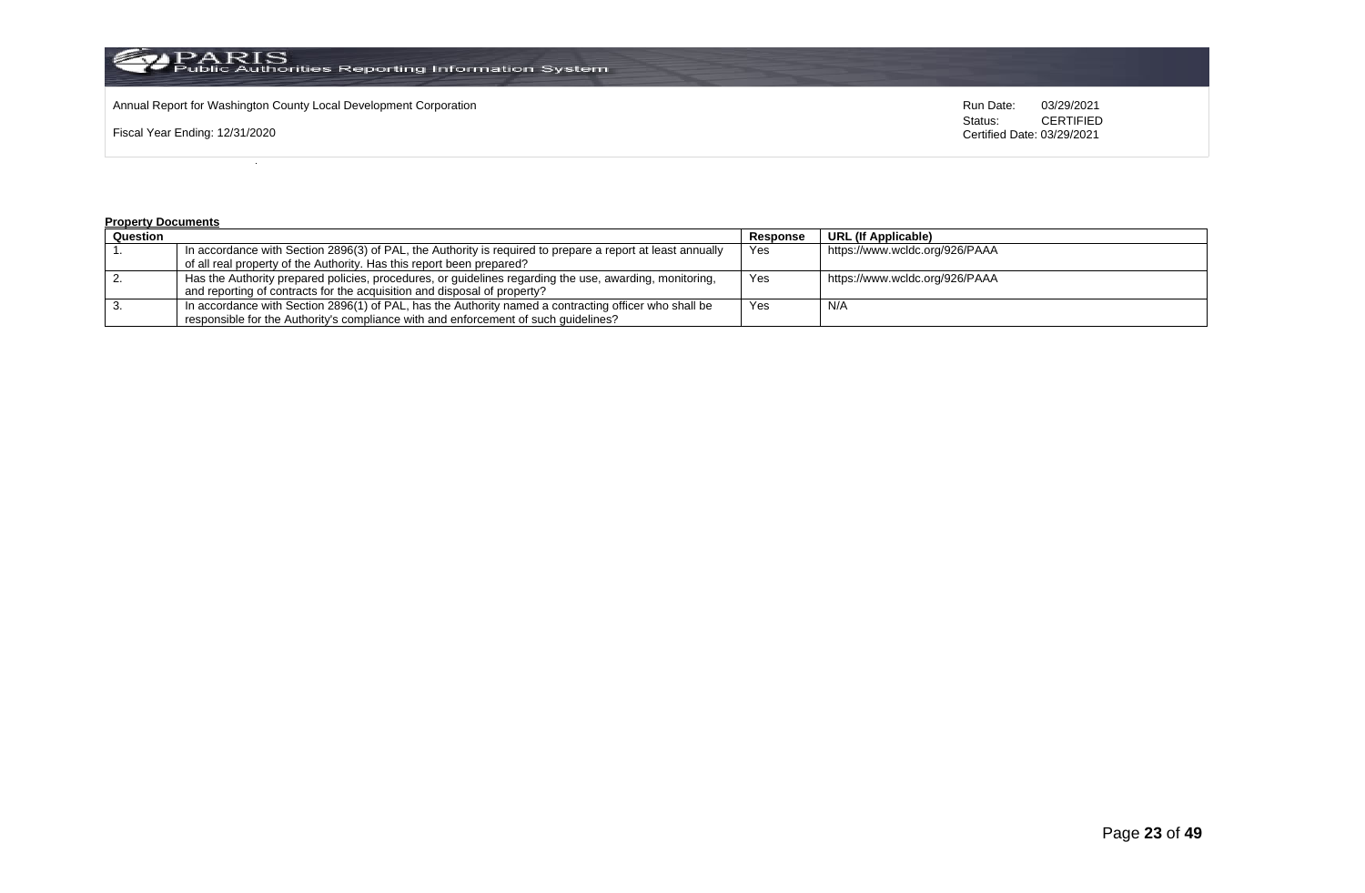Annual Report for Washington County Local Development Corporation

Fiscal Year Ending: 12/31/2020

Run Date: 03/29/2021
Status: CERTIFIED
Certified Date: 03/29/2021

**Property Documents**

| Question | | Response | URL (If Applicable) |
|---|---|---|---|
| 1. | In accordance with Section 2896(3) of PAL, the Authority is required to prepare a report at least annually of all real property of the Authority. Has this report been prepared? | Yes | https://www.wcldc.org/926/PAAA |
| 2. | Has the Authority prepared policies, procedures, or guidelines regarding the use, awarding, monitoring, and reporting of contracts for the acquisition and disposal of property? | Yes | https://www.wcldc.org/926/PAAA |
| 3. | In accordance with Section 2896(1) of PAL, has the Authority named a contracting officer who shall be responsible for the Authority's compliance with and enforcement of such guidelines? | Yes | N/A |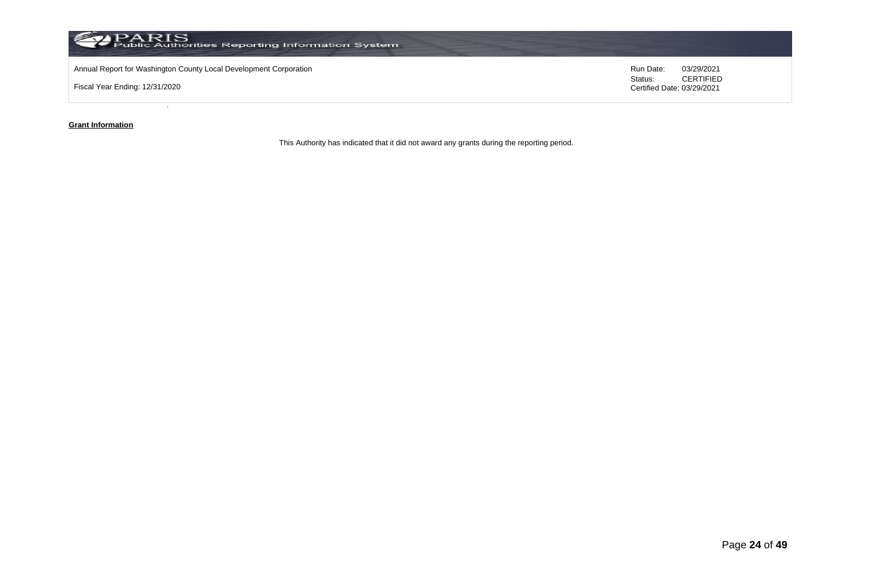Annual Report for Washington County Local Development Corporation

Fiscal Year Ending: 12/31/2020

Run Date: 03/29/2021
Status: CERTIFIED
Certified Date: 03/29/2021

**Grant Information**

This Authority has indicated that it did not award any grants during the reporting period.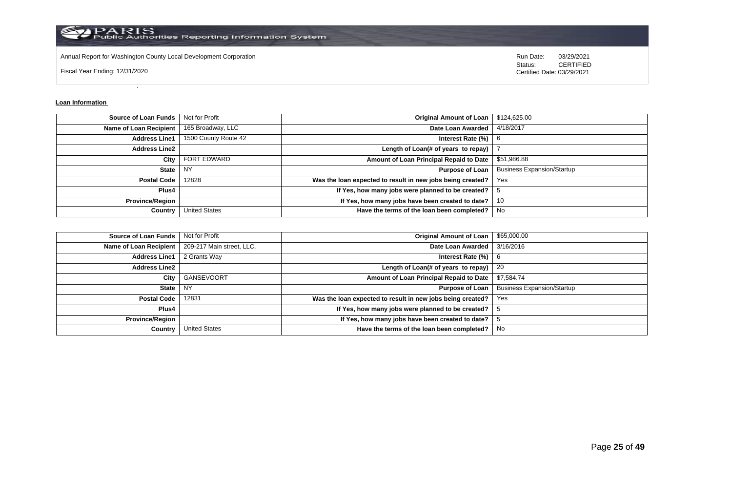Annual Report for Washington County Local Development Corporation

Fiscal Year Ending: 12/31/2020

Run Date: 03/29/2021
Status: CERTIFIED
Certified Date: 03/29/2021

**Loan Information**

| Source of Loan Funds | Not for Profit | Original Amount of Loan | $124,625.00 |
|---|---|---|---|
| Name of Loan Recipient | 165 Broadway, LLC | Date Loan Awarded | 4/18/2017 |
| Address Line1 | 1500 County Route 42 | Interest Rate (%) | 6 |
| Address Line2 | | Length of Loan(# of years to repay) | 7 |
| City | FORT EDWARD | Amount of Loan Principal Repaid to Date | $51,986.88 |
| State | NY | Purpose of Loan | Business Expansion/Startup |
| Postal Code | 12828 | Was the loan expected to result in new jobs being created? | Yes |
| Plus4 | | If Yes, how many jobs were planned to be created? | 5 |
| Province/Region | | If Yes, how many jobs have been created to date? | 10 |
| Country | United States | Have the terms of the loan been completed? | No |

| Source of Loan Funds | Not for Profit | Original Amount of Loan | $65,000.00 |
|---|---|---|---|
| Name of Loan Recipient | 209-217 Main street, LLC. | Date Loan Awarded | 3/16/2016 |
| Address Line1 | 2 Grants Way | Interest Rate (%) | 6 |
| Address Line2 | | Length of Loan(# of years to repay) | 20 |
| City | GANSEVOORT | Amount of Loan Principal Repaid to Date | $7,584.74 |
| State | NY | Purpose of Loan | Business Expansion/Startup |
| Postal Code | 12831 | Was the loan expected to result in new jobs being created? | Yes |
| Plus4 | | If Yes, how many jobs were planned to be created? | 5 |
| Province/Region | | If Yes, how many jobs have been created to date? | 5 |
| Country | United States | Have the terms of the loan been completed? | No |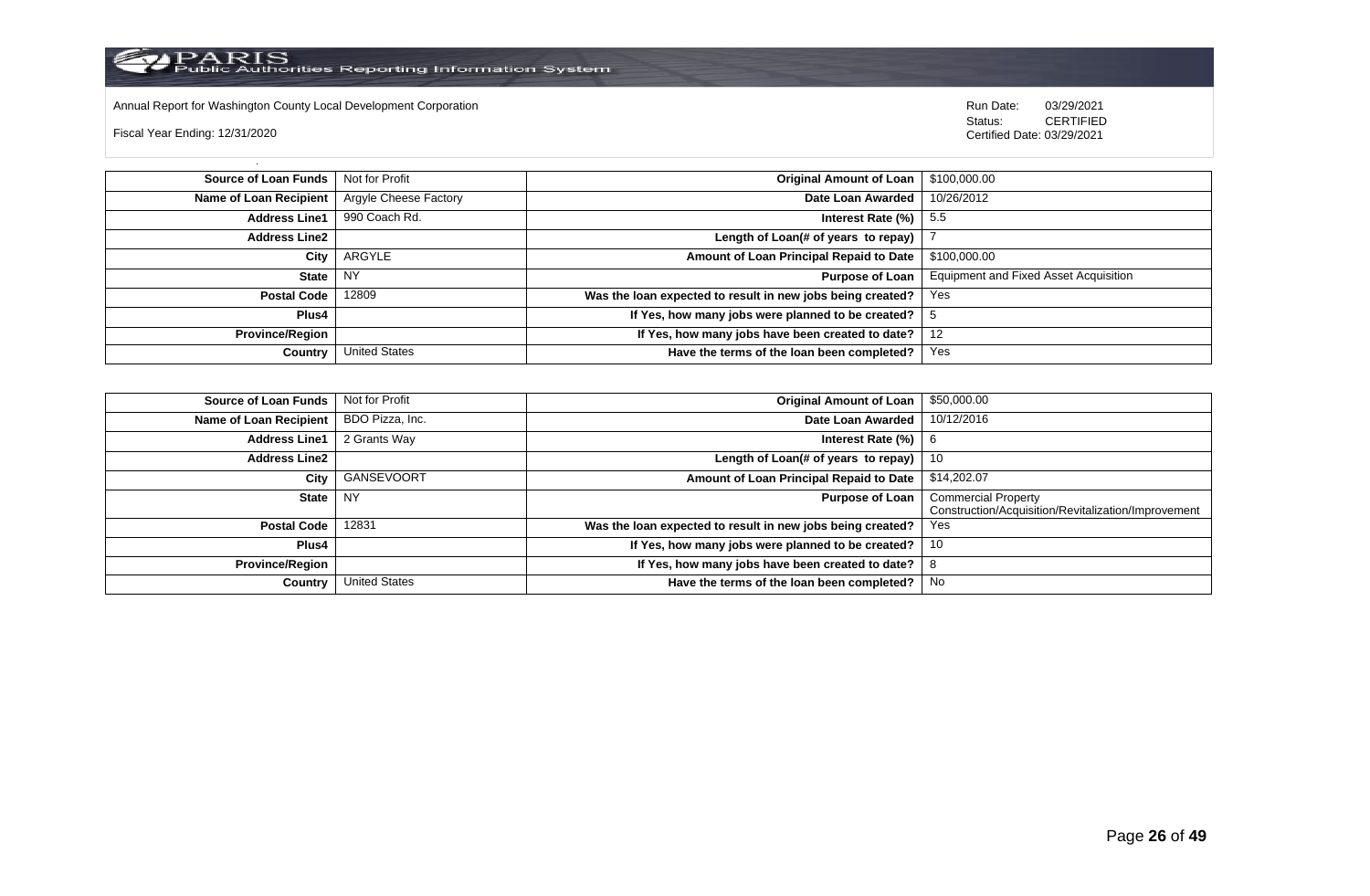Annual Report for Washington County Local Development Corporation

Fiscal Year Ending: 12/31/2020

Run Date: 03/29/2021
Status: CERTIFIED
Certified Date: 03/29/2021

| | | | |
|---|---|---|---|
| **Source of Loan Funds** | Not for Profit | **Original Amount of Loan** | $100,000.00 |
| **Name of Loan Recipient** | Argyle Cheese Factory | **Date Loan Awarded** | 10/26/2012 |
| **Address Line1** | 990 Coach Rd. | **Interest Rate (%)** | 5.5 |
| **Address Line2** | | **Length of Loan(# of years to repay)** | 7 |
| **City** | ARGYLE | **Amount of Loan Principal Repaid to Date** | $100,000.00 |
| **State** | NY | **Purpose of Loan** | Equipment and Fixed Asset Acquisition |
| **Postal Code** | 12809 | **Was the loan expected to result in new jobs being created?** | Yes |
| **Plus4** | | **If Yes, how many jobs were planned to be created?** | 5 |
| **Province/Region** | | **If Yes, how many jobs have been created to date?** | 12 |
| **Country** | United States | **Have the terms of the loan been completed?** | Yes |

| | | | |
|---|---|---|---|
| **Source of Loan Funds** | Not for Profit | **Original Amount of Loan** | $50,000.00 |
| **Name of Loan Recipient** | BDO Pizza, Inc. | **Date Loan Awarded** | 10/12/2016 |
| **Address Line1** | 2 Grants Way | **Interest Rate (%)** | 6 |
| **Address Line2** | | **Length of Loan(# of years to repay)** | 10 |
| **City** | GANSEVOORT | **Amount of Loan Principal Repaid to Date** | $14,202.07 |
| **State** | NY | **Purpose of Loan** | Commercial Property Construction/Acquisition/Revitalization/Improvement |
| **Postal Code** | 12831 | **Was the loan expected to result in new jobs being created?** | Yes |
| **Plus4** | | **If Yes, how many jobs were planned to be created?** | 10 |
| **Province/Region** | | **If Yes, how many jobs have been created to date?** | 8 |
| **Country** | United States | **Have the terms of the loan been completed?** | No |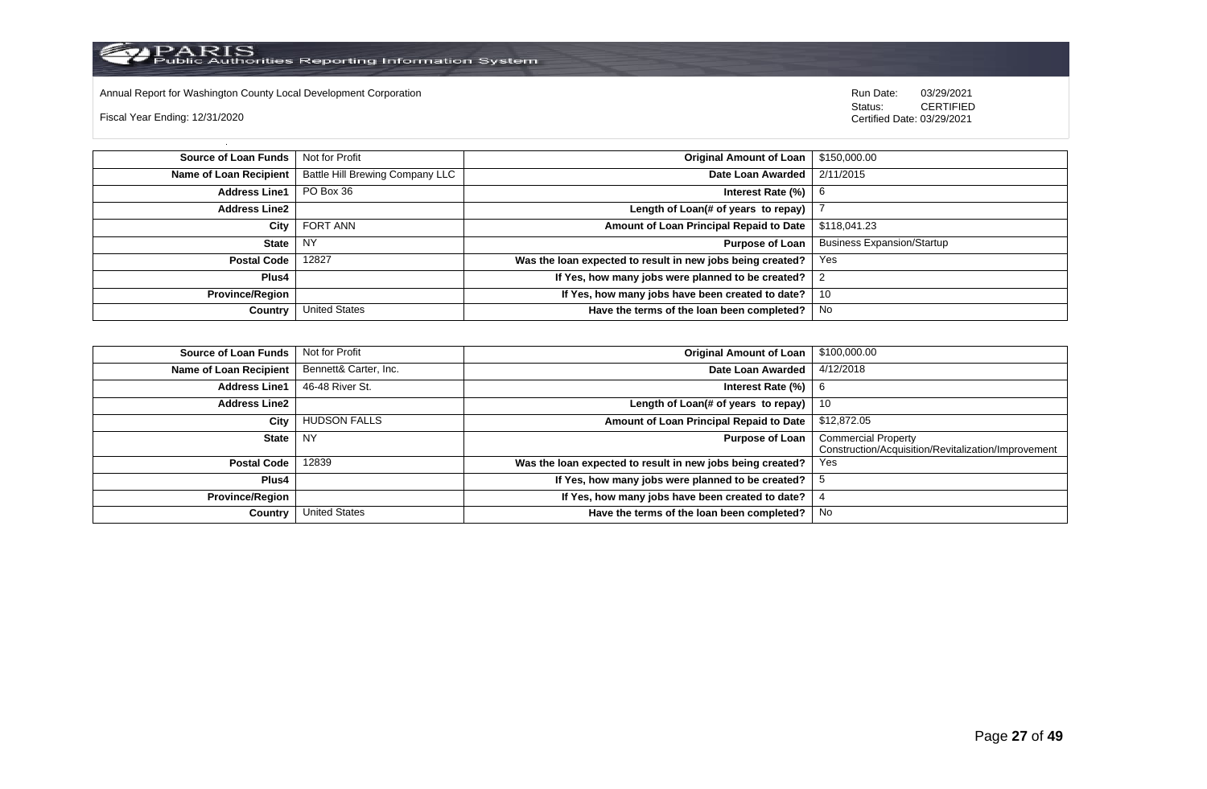Annual Report for Washington County Local Development Corporation

Fiscal Year Ending: 12/31/2020

Run Date: 03/29/2021
Status: CERTIFIED
Certified Date: 03/29/2021

| | | | |
|---|---|---|---|
| **Source of Loan Funds** | Not for Profit | **Original Amount of Loan** | $150,000.00 |
| **Name of Loan Recipient** | Battle Hill Brewing Company LLC | **Date Loan Awarded** | 2/11/2015 |
| **Address Line1** | PO Box 36 | **Interest Rate (%)** | 6 |
| **Address Line2** | | **Length of Loan(# of years to repay)** | 7 |
| **City** | FORT ANN | **Amount of Loan Principal Repaid to Date** | $118,041.23 |
| **State** | NY | **Purpose of Loan** | Business Expansion/Startup |
| **Postal Code** | 12827 | **Was the loan expected to result in new jobs being created?** | Yes |
| **Plus4** | | **If Yes, how many jobs were planned to be created?** | 2 |
| **Province/Region** | | **If Yes, how many jobs have been created to date?** | 10 |
| **Country** | United States | **Have the terms of the loan been completed?** | No |

| | | | |
|---|---|---|---|
| **Source of Loan Funds** | Not for Profit | **Original Amount of Loan** | $100,000.00 |
| **Name of Loan Recipient** | Bennett& Carter, Inc. | **Date Loan Awarded** | 4/12/2018 |
| **Address Line1** | 46-48 River St. | **Interest Rate (%)** | 6 |
| **Address Line2** | | **Length of Loan(# of years to repay)** | 10 |
| **City** | HUDSON FALLS | **Amount of Loan Principal Repaid to Date** | $12,872.05 |
| **State** | NY | **Purpose of Loan** | Commercial Property Construction/Acquisition/Revitalization/Improvement |
| **Postal Code** | 12839 | **Was the loan expected to result in new jobs being created?** | Yes |
| **Plus4** | | **If Yes, how many jobs were planned to be created?** | 5 |
| **Province/Region** | | **If Yes, how many jobs have been created to date?** | 4 |
| **Country** | United States | **Have the terms of the loan been completed?** | No |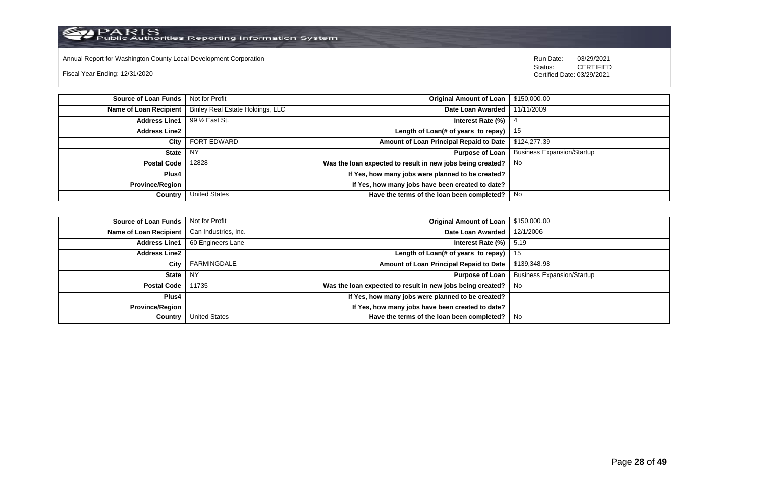Annual Report for Washington County Local Development Corporation

Fiscal Year Ending: 12/31/2020

Run Date: 03/29/2021
Status: CERTIFIED
Certified Date: 03/29/2021

| | | | |
|---|---|---|---|
| **Source of Loan Funds** | Not for Profit | **Original Amount of Loan** | $150,000.00 |
| **Name of Loan Recipient** | Binley Real Estate Holdings, LLC | **Date Loan Awarded** | 11/11/2009 |
| **Address Line1** | 99 ½ East St. | **Interest Rate (%)** | 4 |
| **Address Line2** | | **Length of Loan(# of years to repay)** | 15 |
| **City** | FORT EDWARD | **Amount of Loan Principal Repaid to Date** | $124,277.39 |
| **State** | NY | **Purpose of Loan** | Business Expansion/Startup |
| **Postal Code** | 12828 | **Was the loan expected to result in new jobs being created?** | No |
| **Plus4** | | **If Yes, how many jobs were planned to be created?** | |
| **Province/Region** | | **If Yes, how many jobs have been created to date?** | |
| **Country** | United States | **Have the terms of the loan been completed?** | No |

| | | | |
|---|---|---|---|
| **Source of Loan Funds** | Not for Profit | **Original Amount of Loan** | $150,000.00 |
| **Name of Loan Recipient** | Can Industries, Inc. | **Date Loan Awarded** | 12/1/2006 |
| **Address Line1** | 60 Engineers Lane | **Interest Rate (%)** | 5.19 |
| **Address Line2** | | **Length of Loan(# of years to repay)** | 15 |
| **City** | FARMINGDALE | **Amount of Loan Principal Repaid to Date** | $139,348.98 |
| **State** | NY | **Purpose of Loan** | Business Expansion/Startup |
| **Postal Code** | 11735 | **Was the loan expected to result in new jobs being created?** | No |
| **Plus4** | | **If Yes, how many jobs were planned to be created?** | |
| **Province/Region** | | **If Yes, how many jobs have been created to date?** | |
| **Country** | United States | **Have the terms of the loan been completed?** | No |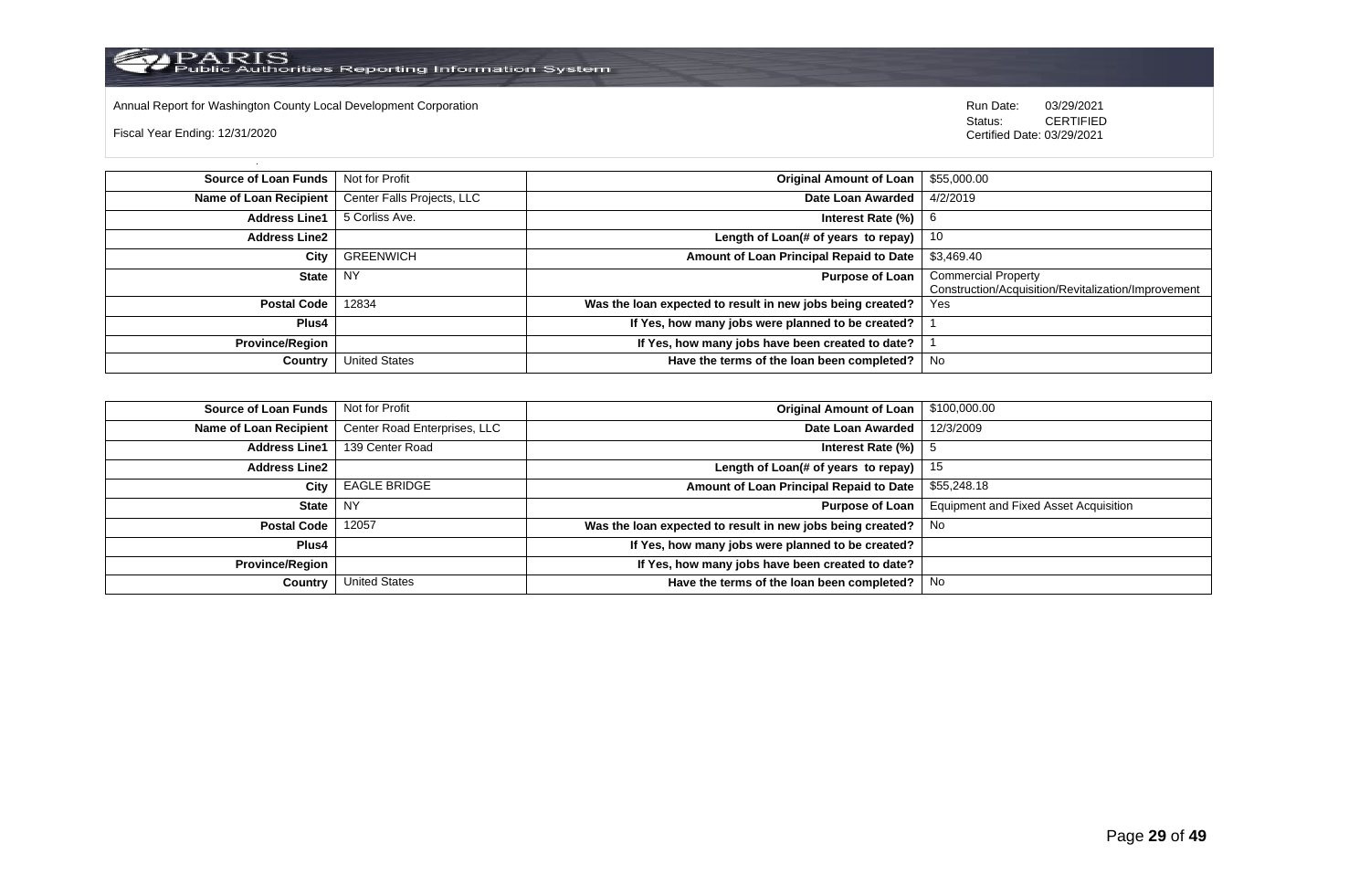Annual Report for Washington County Local Development Corporation

Fiscal Year Ending: 12/31/2020

Run Date: 03/29/2021
Status: CERTIFIED
Certified Date: 03/29/2021

| Field | Value | Field | Value |
|---|---|---|---|
| Source of Loan Funds | Not for Profit | Original Amount of Loan | $55,000.00 |
| Name of Loan Recipient | Center Falls Projects, LLC | Date Loan Awarded | 4/2/2019 |
| Address Line1 | 5 Corliss Ave. | Interest Rate (%) | 6 |
| Address Line2 | | Length of Loan(# of years to repay) | 10 |
| City | GREENWICH | Amount of Loan Principal Repaid to Date | $3,469.40 |
| State | NY | Purpose of Loan | Commercial Property Construction/Acquisition/Revitalization/Improvement |
| Postal Code | 12834 | Was the loan expected to result in new jobs being created? | Yes |
| Plus4 | | If Yes, how many jobs were planned to be created? | 1 |
| Province/Region | | If Yes, how many jobs have been created to date? | 1 |
| Country | United States | Have the terms of the loan been completed? | No |

| Field | Value | Field | Value |
|---|---|---|---|
| Source of Loan Funds | Not for Profit | Original Amount of Loan | $100,000.00 |
| Name of Loan Recipient | Center Road Enterprises, LLC | Date Loan Awarded | 12/3/2009 |
| Address Line1 | 139 Center Road | Interest Rate (%) | 5 |
| Address Line2 | | Length of Loan(# of years to repay) | 15 |
| City | EAGLE BRIDGE | Amount of Loan Principal Repaid to Date | $55,248.18 |
| State | NY | Purpose of Loan | Equipment and Fixed Asset Acquisition |
| Postal Code | 12057 | Was the loan expected to result in new jobs being created? | No |
| Plus4 | | If Yes, how many jobs were planned to be created? | |
| Province/Region | | If Yes, how many jobs have been created to date? | |
| Country | United States | Have the terms of the loan been completed? | No |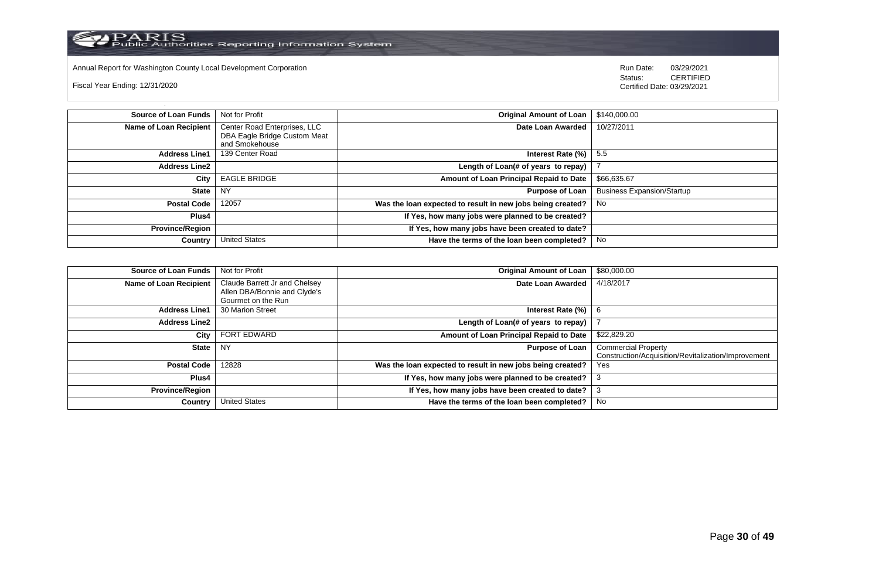Annual Report for Washington County Local Development Corporation

Fiscal Year Ending: 12/31/2020

Run Date: 03/29/2021
Status: CERTIFIED
Certified Date: 03/29/2021

| | | | |
|---|---|---|---|
| **Source of Loan Funds** | Not for Profit | **Original Amount of Loan** | $140,000.00 |
| **Name of Loan Recipient** | Center Road Enterprises, LLC DBA Eagle Bridge Custom Meat and Smokehouse | **Date Loan Awarded** | 10/27/2011 |
| **Address Line1** | 139 Center Road | **Interest Rate (%)** | 5.5 |
| **Address Line2** | | **Length of Loan(# of years to repay)** | 7 |
| **City** | EAGLE BRIDGE | **Amount of Loan Principal Repaid to Date** | $66,635.67 |
| **State** | NY | **Purpose of Loan** | Business Expansion/Startup |
| **Postal Code** | 12057 | **Was the loan expected to result in new jobs being created?** | No |
| **Plus4** | | **If Yes, how many jobs were planned to be created?** | |
| **Province/Region** | | **If Yes, how many jobs have been created to date?** | |
| **Country** | United States | **Have the terms of the loan been completed?** | No |

| | | | |
|---|---|---|---|
| **Source of Loan Funds** | Not for Profit | **Original Amount of Loan** | $80,000.00 |
| **Name of Loan Recipient** | Claude Barrett Jr and Chelsey Allen DBA/Bonnie and Clyde's Gourmet on the Run | **Date Loan Awarded** | 4/18/2017 |
| **Address Line1** | 30 Marion Street | **Interest Rate (%)** | 6 |
| **Address Line2** | | **Length of Loan(# of years to repay)** | 7 |
| **City** | FORT EDWARD | **Amount of Loan Principal Repaid to Date** | $22,829.20 |
| **State** | NY | **Purpose of Loan** | Commercial Property Construction/Acquisition/Revitalization/Improvement |
| **Postal Code** | 12828 | **Was the loan expected to result in new jobs being created?** | Yes |
| **Plus4** | | **If Yes, how many jobs were planned to be created?** | 3 |
| **Province/Region** | | **If Yes, how many jobs have been created to date?** | 3 |
| **Country** | United States | **Have the terms of the loan been completed?** | No |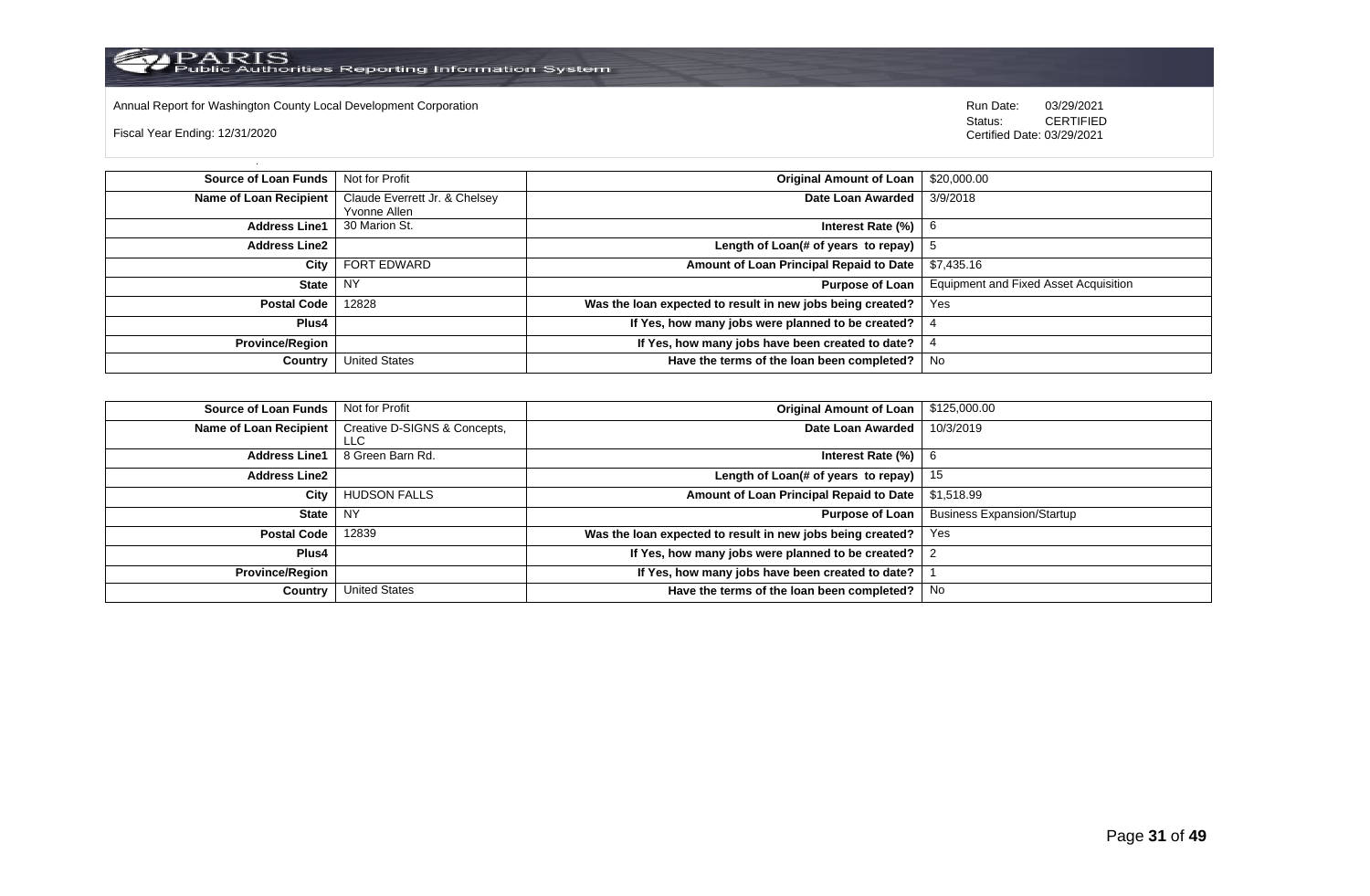Annual Report for Washington County Local Development Corporation

Fiscal Year Ending: 12/31/2020

Run Date: 03/29/2021
Status: CERTIFIED
Certified Date: 03/29/2021

| **Source of Loan Funds** | Not for Profit | **Original Amount of Loan** | $20,000.00 |
|---|---|---|---|
| **Name of Loan Recipient** | Claude Everrett Jr. & Chelsey Yvonne Allen | **Date Loan Awarded** | 3/9/2018 |
| **Address Line1** | 30 Marion St. | **Interest Rate (%)** | 6 |
| **Address Line2** | | **Length of Loan(# of years to repay)** | 5 |
| **City** | FORT EDWARD | **Amount of Loan Principal Repaid to Date** | $7,435.16 |
| **State** | NY | **Purpose of Loan** | Equipment and Fixed Asset Acquisition |
| **Postal Code** | 12828 | **Was the loan expected to result in new jobs being created?** | Yes |
| **Plus4** | | **If Yes, how many jobs were planned to be created?** | 4 |
| **Province/Region** | | **If Yes, how many jobs have been created to date?** | 4 |
| **Country** | United States | **Have the terms of the loan been completed?** | No |

| **Source of Loan Funds** | Not for Profit | **Original Amount of Loan** | $125,000.00 |
|---|---|---|---|
| **Name of Loan Recipient** | Creative D-SIGNS & Concepts, LLC | **Date Loan Awarded** | 10/3/2019 |
| **Address Line1** | 8 Green Barn Rd. | **Interest Rate (%)** | 6 |
| **Address Line2** | | **Length of Loan(# of years to repay)** | 15 |
| **City** | HUDSON FALLS | **Amount of Loan Principal Repaid to Date** | $1,518.99 |
| **State** | NY | **Purpose of Loan** | Business Expansion/Startup |
| **Postal Code** | 12839 | **Was the loan expected to result in new jobs being created?** | Yes |
| **Plus4** | | **If Yes, how many jobs were planned to be created?** | 2 |
| **Province/Region** | | **If Yes, how many jobs have been created to date?** | 1 |
| **Country** | United States | **Have the terms of the loan been completed?** | No |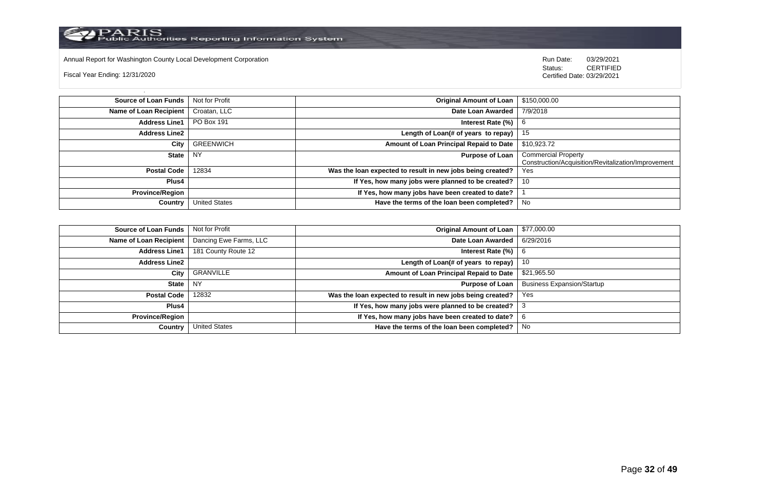Annual Report for Washington County Local Development Corporation

Fiscal Year Ending: 12/31/2020

Run Date: 03/29/2021
Status: CERTIFIED
Certified Date: 03/29/2021

| Source of Loan Funds | Not for Profit | Original Amount of Loan | $150,000.00 |
|---|---|---|---|
| Name of Loan Recipient | Croatan, LLC | Date Loan Awarded | 7/9/2018 |
| Address Line1 | PO Box 191 | Interest Rate (%) | 6 |
| Address Line2 | | Length of Loan(# of years to repay) | 15 |
| City | GREENWICH | Amount of Loan Principal Repaid to Date | $10,923.72 |
| State | NY | Purpose of Loan | Commercial Property Construction/Acquisition/Revitalization/Improvement |
| Postal Code | 12834 | Was the loan expected to result in new jobs being created? | Yes |
| Plus4 | | If Yes, how many jobs were planned to be created? | 10 |
| Province/Region | | If Yes, how many jobs have been created to date? | 1 |
| Country | United States | Have the terms of the loan been completed? | No |

| Source of Loan Funds | Not for Profit | Original Amount of Loan | $77,000.00 |
|---|---|---|---|
| Name of Loan Recipient | Dancing Ewe Farms, LLC | Date Loan Awarded | 6/29/2016 |
| Address Line1 | 181 County Route 12 | Interest Rate (%) | 6 |
| Address Line2 | | Length of Loan(# of years to repay) | 10 |
| City | GRANVILLE | Amount of Loan Principal Repaid to Date | $21,965.50 |
| State | NY | Purpose of Loan | Business Expansion/Startup |
| Postal Code | 12832 | Was the loan expected to result in new jobs being created? | Yes |
| Plus4 | | If Yes, how many jobs were planned to be created? | 3 |
| Province/Region | | If Yes, how many jobs have been created to date? | 6 |
| Country | United States | Have the terms of the loan been completed? | No |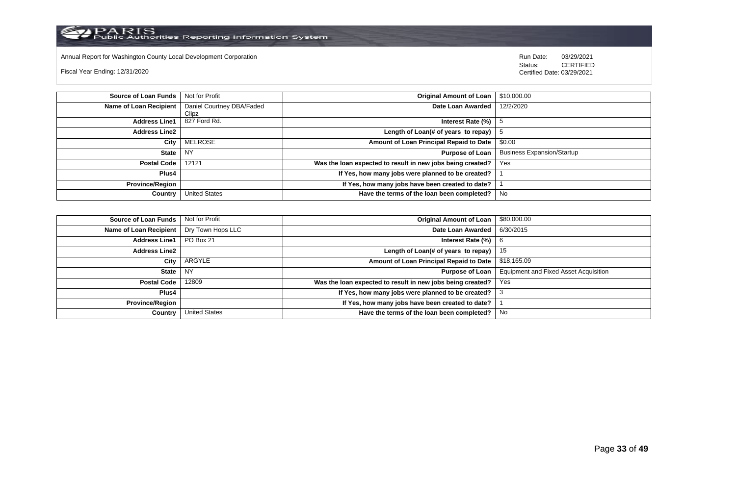Annual Report for Washington County Local Development Corporation

Fiscal Year Ending: 12/31/2020

Run Date: 03/29/2021
Status: CERTIFIED
Certified Date: 03/29/2021

| | | | |
|---|---|---|---|
| **Source of Loan Funds** | Not for Profit | **Original Amount of Loan** | $10,000.00 |
| **Name of Loan Recipient** | Daniel Courtney DBA/Faded Clipz | **Date Loan Awarded** | 12/2/2020 |
| **Address Line1** | 827 Ford Rd. | **Interest Rate (%)** | 5 |
| **Address Line2** | | **Length of Loan(# of years to repay)** | 5 |
| **City** | MELROSE | **Amount of Loan Principal Repaid to Date** | $0.00 |
| **State** | NY | **Purpose of Loan** | Business Expansion/Startup |
| **Postal Code** | 12121 | **Was the loan expected to result in new jobs being created?** | Yes |
| **Plus4** | | **If Yes, how many jobs were planned to be created?** | 1 |
| **Province/Region** | | **If Yes, how many jobs have been created to date?** | 1 |
| **Country** | United States | **Have the terms of the loan been completed?** | No |

| | | | |
|---|---|---|---|
| **Source of Loan Funds** | Not for Profit | **Original Amount of Loan** | $80,000.00 |
| **Name of Loan Recipient** | Dry Town Hops LLC | **Date Loan Awarded** | 6/30/2015 |
| **Address Line1** | PO Box 21 | **Interest Rate (%)** | 6 |
| **Address Line2** | | **Length of Loan(# of years to repay)** | 15 |
| **City** | ARGYLE | **Amount of Loan Principal Repaid to Date** | $18,165.09 |
| **State** | NY | **Purpose of Loan** | Equipment and Fixed Asset Acquisition |
| **Postal Code** | 12809 | **Was the loan expected to result in new jobs being created?** | Yes |
| **Plus4** | | **If Yes, how many jobs were planned to be created?** | 3 |
| **Province/Region** | | **If Yes, how many jobs have been created to date?** | 1 |
| **Country** | United States | **Have the terms of the loan been completed?** | No |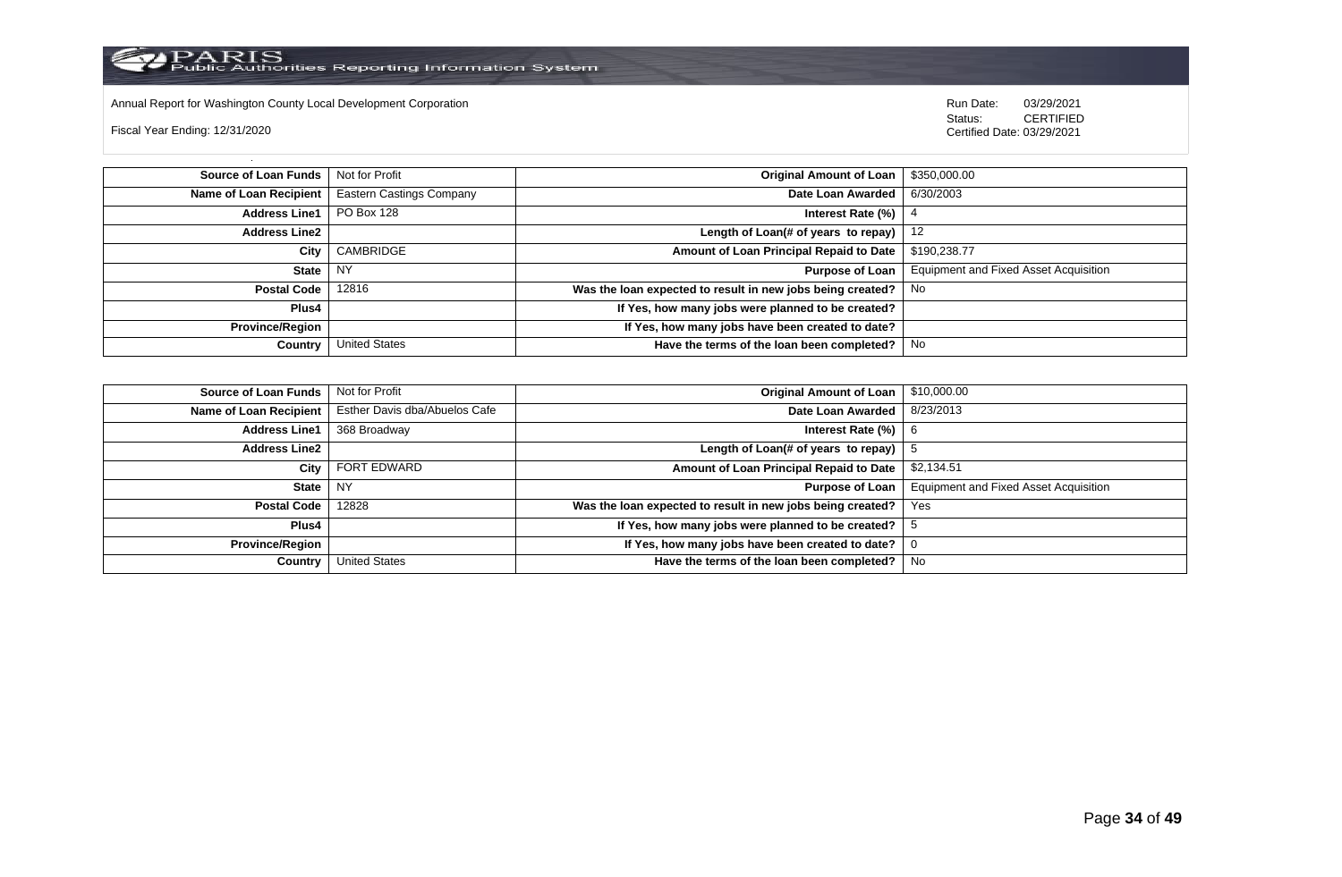Annual Report for Washington County Local Development Corporation

Fiscal Year Ending: 12/31/2020

Run Date: 03/29/2021
Status: CERTIFIED
Certified Date: 03/29/2021

| Source of Loan Funds | Not for Profit | Original Amount of Loan | $350,000.00 |
|---|---|---|---|
| Name of Loan Recipient | Eastern Castings Company | Date Loan Awarded | 6/30/2003 |
| Address Line1 | PO Box 128 | Interest Rate (%) | 4 |
| Address Line2 | | Length of Loan(# of years to repay) | 12 |
| City | CAMBRIDGE | Amount of Loan Principal Repaid to Date | $190,238.77 |
| State | NY | Purpose of Loan | Equipment and Fixed Asset Acquisition |
| Postal Code | 12816 | Was the loan expected to result in new jobs being created? | No |
| Plus4 | | If Yes, how many jobs were planned to be created? | |
| Province/Region | | If Yes, how many jobs have been created to date? | |
| Country | United States | Have the terms of the loan been completed? | No |

| Source of Loan Funds | Not for Profit | Original Amount of Loan | $10,000.00 |
|---|---|---|---|
| Name of Loan Recipient | Esther Davis dba/Abuelos Cafe | Date Loan Awarded | 8/23/2013 |
| Address Line1 | 368 Broadway | Interest Rate (%) | 6 |
| Address Line2 | | Length of Loan(# of years to repay) | 5 |
| City | FORT EDWARD | Amount of Loan Principal Repaid to Date | $2,134.51 |
| State | NY | Purpose of Loan | Equipment and Fixed Asset Acquisition |
| Postal Code | 12828 | Was the loan expected to result in new jobs being created? | Yes |
| Plus4 | | If Yes, how many jobs were planned to be created? | 5 |
| Province/Region | | If Yes, how many jobs have been created to date? | 0 |
| Country | United States | Have the terms of the loan been completed? | No |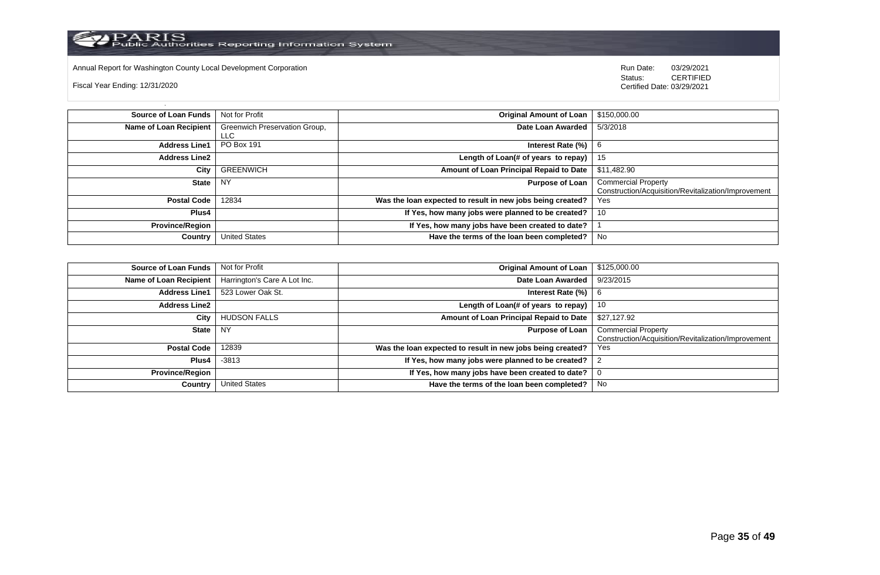Annual Report for Washington County Local Development Corporation

Fiscal Year Ending: 12/31/2020

Run Date: 03/29/2021
Status: CERTIFIED
Certified Date: 03/29/2021

| | | | |
|---|---|---|---|
| **Source of Loan Funds** | Not for Profit | **Original Amount of Loan** | $150,000.00 |
| **Name of Loan Recipient** | Greenwich Preservation Group, LLC | **Date Loan Awarded** | 5/3/2018 |
| **Address Line1** | PO Box 191 | **Interest Rate (%)** | 6 |
| **Address Line2** | | **Length of Loan(# of years to repay)** | 15 |
| **City** | GREENWICH | **Amount of Loan Principal Repaid to Date** | $11,482.90 |
| **State** | NY | **Purpose of Loan** | Commercial Property Construction/Acquisition/Revitalization/Improvement |
| **Postal Code** | 12834 | **Was the loan expected to result in new jobs being created?** | Yes |
| **Plus4** | | **If Yes, how many jobs were planned to be created?** | 10 |
| **Province/Region** | | **If Yes, how many jobs have been created to date?** | 1 |
| **Country** | United States | **Have the terms of the loan been completed?** | No |

| | | | |
|---|---|---|---|
| **Source of Loan Funds** | Not for Profit | **Original Amount of Loan** | $125,000.00 |
| **Name of Loan Recipient** | Harrington's Care A Lot Inc. | **Date Loan Awarded** | 9/23/2015 |
| **Address Line1** | 523 Lower Oak St. | **Interest Rate (%)** | 6 |
| **Address Line2** | | **Length of Loan(# of years to repay)** | 10 |
| **City** | HUDSON FALLS | **Amount of Loan Principal Repaid to Date** | $27,127.92 |
| **State** | NY | **Purpose of Loan** | Commercial Property Construction/Acquisition/Revitalization/Improvement |
| **Postal Code** | 12839 | **Was the loan expected to result in new jobs being created?** | Yes |
| **Plus4** | -3813 | **If Yes, how many jobs were planned to be created?** | 2 |
| **Province/Region** | | **If Yes, how many jobs have been created to date?** | 0 |
| **Country** | United States | **Have the terms of the loan been completed?** | No |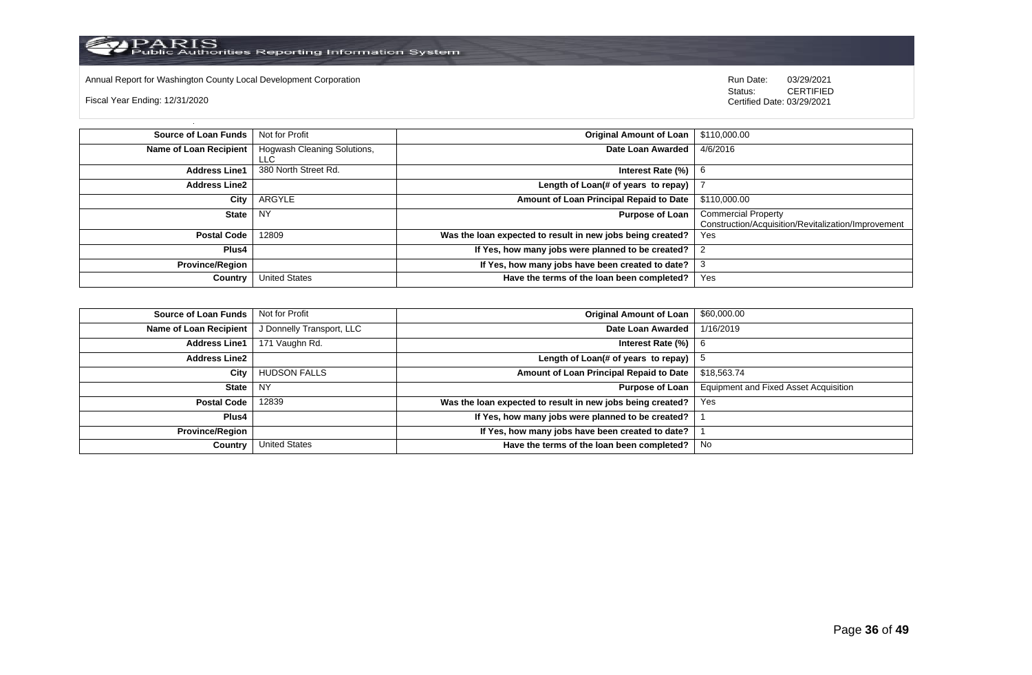Annual Report for Washington County Local Development Corporation

Fiscal Year Ending: 12/31/2020

Run Date: 03/29/2021
Status: CERTIFIED
Certified Date: 03/29/2021

| Source of Loan Funds | Not for Profit | Original Amount of Loan | $110,000.00 |
|---|---|---|---|
| Name of Loan Recipient | Hogwash Cleaning Solutions, LLC | Date Loan Awarded | 4/6/2016 |
| Address Line1 | 380 North Street Rd. | Interest Rate (%) | 6 |
| Address Line2 | | Length of Loan(# of years to repay) | 7 |
| City | ARGYLE | Amount of Loan Principal Repaid to Date | $110,000.00 |
| State | NY | Purpose of Loan | Commercial Property Construction/Acquisition/Revitalization/Improvement |
| Postal Code | 12809 | Was the loan expected to result in new jobs being created? | Yes |
| Plus4 | | If Yes, how many jobs were planned to be created? | 2 |
| Province/Region | | If Yes, how many jobs have been created to date? | 3 |
| Country | United States | Have the terms of the loan been completed? | Yes |

| Source of Loan Funds | Not for Profit | Original Amount of Loan | $60,000.00 |
|---|---|---|---|
| Name of Loan Recipient | J Donnelly Transport, LLC | Date Loan Awarded | 1/16/2019 |
| Address Line1 | 171 Vaughn Rd. | Interest Rate (%) | 6 |
| Address Line2 | | Length of Loan(# of years to repay) | 5 |
| City | HUDSON FALLS | Amount of Loan Principal Repaid to Date | $18,563.74 |
| State | NY | Purpose of Loan | Equipment and Fixed Asset Acquisition |
| Postal Code | 12839 | Was the loan expected to result in new jobs being created? | Yes |
| Plus4 | | If Yes, how many jobs were planned to be created? | 1 |
| Province/Region | | If Yes, how many jobs have been created to date? | 1 |
| Country | United States | Have the terms of the loan been completed? | No |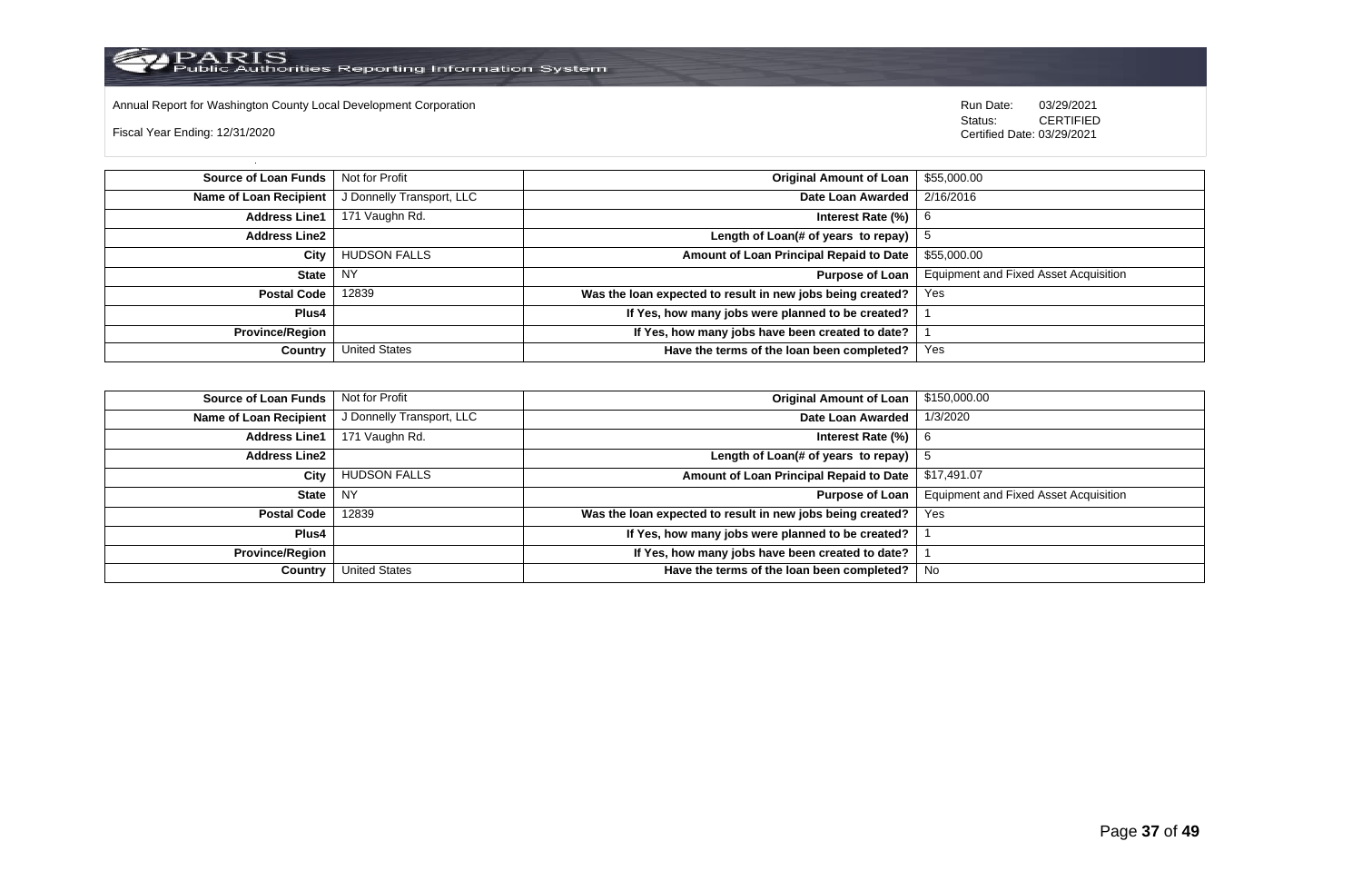Annual Report for Washington County Local Development Corporation

Fiscal Year Ending: 12/31/2020

Run Date: 03/29/2021
Status: CERTIFIED
Certified Date: 03/29/2021

| | | | |
|---|---|---|---|
| **Source of Loan Funds** | Not for Profit | **Original Amount of Loan** | $55,000.00 |
| **Name of Loan Recipient** | J Donnelly Transport, LLC | **Date Loan Awarded** | 2/16/2016 |
| **Address Line1** | 171 Vaughn Rd. | **Interest Rate (%)** | 6 |
| **Address Line2** | | **Length of Loan(# of years to repay)** | 5 |
| **City** | HUDSON FALLS | **Amount of Loan Principal Repaid to Date** | $55,000.00 |
| **State** | NY | **Purpose of Loan** | Equipment and Fixed Asset Acquisition |
| **Postal Code** | 12839 | **Was the loan expected to result in new jobs being created?** | Yes |
| **Plus4** | | **If Yes, how many jobs were planned to be created?** | 1 |
| **Province/Region** | | **If Yes, how many jobs have been created to date?** | 1 |
| **Country** | United States | **Have the terms of the loan been completed?** | Yes |

| | | | |
|---|---|---|---|
| **Source of Loan Funds** | Not for Profit | **Original Amount of Loan** | $150,000.00 |
| **Name of Loan Recipient** | J Donnelly Transport, LLC | **Date Loan Awarded** | 1/3/2020 |
| **Address Line1** | 171 Vaughn Rd. | **Interest Rate (%)** | 6 |
| **Address Line2** | | **Length of Loan(# of years to repay)** | 5 |
| **City** | HUDSON FALLS | **Amount of Loan Principal Repaid to Date** | $17,491.07 |
| **State** | NY | **Purpose of Loan** | Equipment and Fixed Asset Acquisition |
| **Postal Code** | 12839 | **Was the loan expected to result in new jobs being created?** | Yes |
| **Plus4** | | **If Yes, how many jobs were planned to be created?** | 1 |
| **Province/Region** | | **If Yes, how many jobs have been created to date?** | 1 |
| **Country** | United States | **Have the terms of the loan been completed?** | No |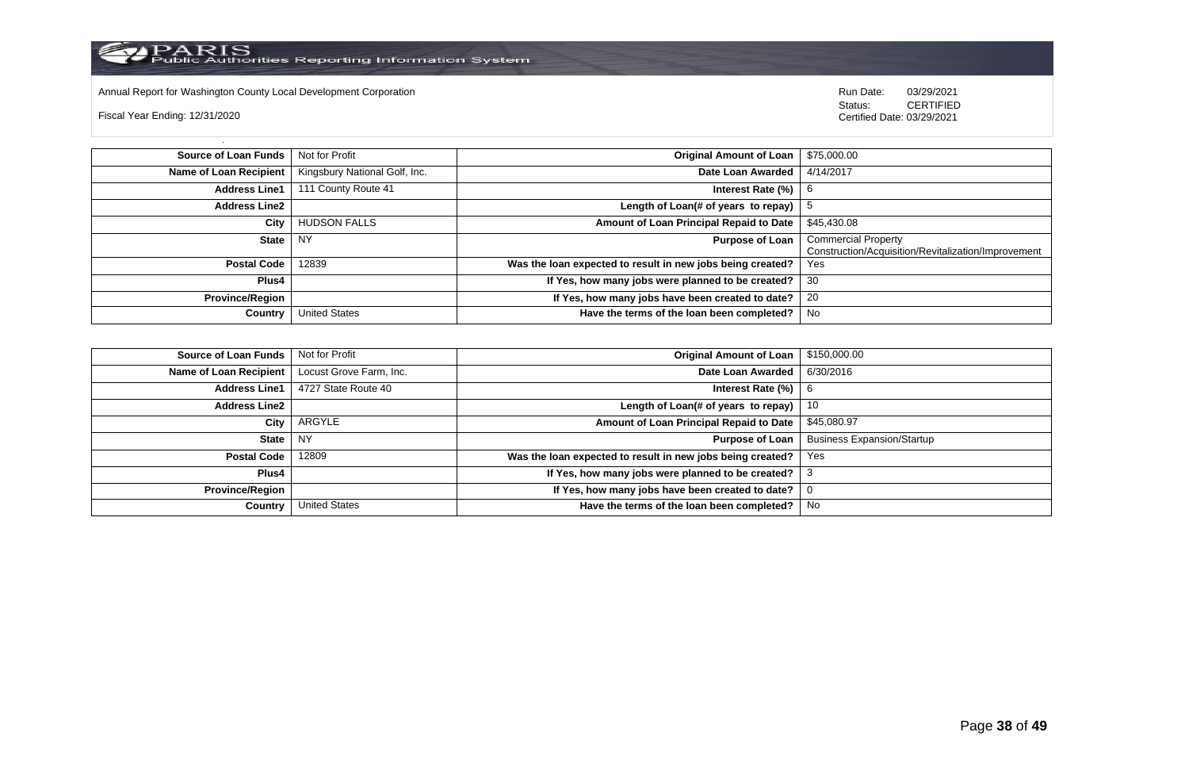Annual Report for Washington County Local Development Corporation

Fiscal Year Ending: 12/31/2020

Run Date: 03/29/2021
Status: CERTIFIED
Certified Date: 03/29/2021

| Source of Loan Funds | Not for Profit | Original Amount of Loan | $75,000.00 |
|---|---|---|---|
| Name of Loan Recipient | Kingsbury National Golf, Inc. | Date Loan Awarded | 4/14/2017 |
| Address Line1 | 111 County Route 41 | Interest Rate (%) | 6 |
| Address Line2 | | Length of Loan(# of years to repay) | 5 |
| City | HUDSON FALLS | Amount of Loan Principal Repaid to Date | $45,430.08 |
| State | NY | Purpose of Loan | Commercial Property Construction/Acquisition/Revitalization/Improvement |
| Postal Code | 12839 | Was the loan expected to result in new jobs being created? | Yes |
| Plus4 | | If Yes, how many jobs were planned to be created? | 30 |
| Province/Region | | If Yes, how many jobs have been created to date? | 20 |
| Country | United States | Have the terms of the loan been completed? | No |

| Source of Loan Funds | Not for Profit | Original Amount of Loan | $150,000.00 |
|---|---|---|---|
| Name of Loan Recipient | Locust Grove Farm, Inc. | Date Loan Awarded | 6/30/2016 |
| Address Line1 | 4727 State Route 40 | Interest Rate (%) | 6 |
| Address Line2 | | Length of Loan(# of years to repay) | 10 |
| City | ARGYLE | Amount of Loan Principal Repaid to Date | $45,080.97 |
| State | NY | Purpose of Loan | Business Expansion/Startup |
| Postal Code | 12809 | Was the loan expected to result in new jobs being created? | Yes |
| Plus4 | | If Yes, how many jobs were planned to be created? | 3 |
| Province/Region | | If Yes, how many jobs have been created to date? | 0 |
| Country | United States | Have the terms of the loan been completed? | No |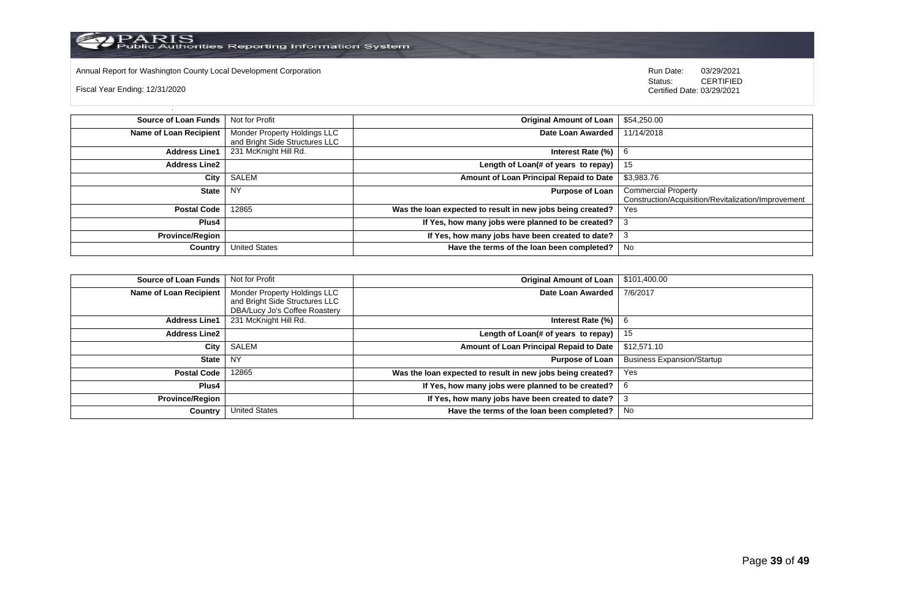Annual Report for Washington County Local Development Corporation

Fiscal Year Ending: 12/31/2020

Run Date: 03/29/2021
Status: CERTIFIED
Certified Date: 03/29/2021

| | | | |
|---|---|---|---|
| **Source of Loan Funds** | Not for Profit | **Original Amount of Loan** | $54,250.00 |
| **Name of Loan Recipient** | Monder Property Holdings LLC and Bright Side Structures LLC | **Date Loan Awarded** | 11/14/2018 |
| **Address Line1** | 231 McKnight Hill Rd. | **Interest Rate (%)** | 6 |
| **Address Line2** | | **Length of Loan(# of years to repay)** | 15 |
| **City** | SALEM | **Amount of Loan Principal Repaid to Date** | $3,983.76 |
| **State** | NY | **Purpose of Loan** | Commercial Property Construction/Acquisition/Revitalization/Improvement |
| **Postal Code** | 12865 | **Was the loan expected to result in new jobs being created?** | Yes |
| **Plus4** | | **If Yes, how many jobs were planned to be created?** | 3 |
| **Province/Region** | | **If Yes, how many jobs have been created to date?** | 3 |
| **Country** | United States | **Have the terms of the loan been completed?** | No |

| | | | |
|---|---|---|---|
| **Source of Loan Funds** | Not for Profit | **Original Amount of Loan** | $101,400.00 |
| **Name of Loan Recipient** | Monder Property Holdings LLC and Bright Side Structures LLC DBA/Lucy Jo's Coffee Roastery | **Date Loan Awarded** | 7/6/2017 |
| **Address Line1** | 231 McKnight Hill Rd. | **Interest Rate (%)** | 6 |
| **Address Line2** | | **Length of Loan(# of years to repay)** | 15 |
| **City** | SALEM | **Amount of Loan Principal Repaid to Date** | $12,571.10 |
| **State** | NY | **Purpose of Loan** | Business Expansion/Startup |
| **Postal Code** | 12865 | **Was the loan expected to result in new jobs being created?** | Yes |
| **Plus4** | | **If Yes, how many jobs were planned to be created?** | 6 |
| **Province/Region** | | **If Yes, how many jobs have been created to date?** | 3 |
| **Country** | United States | **Have the terms of the loan been completed?** | No |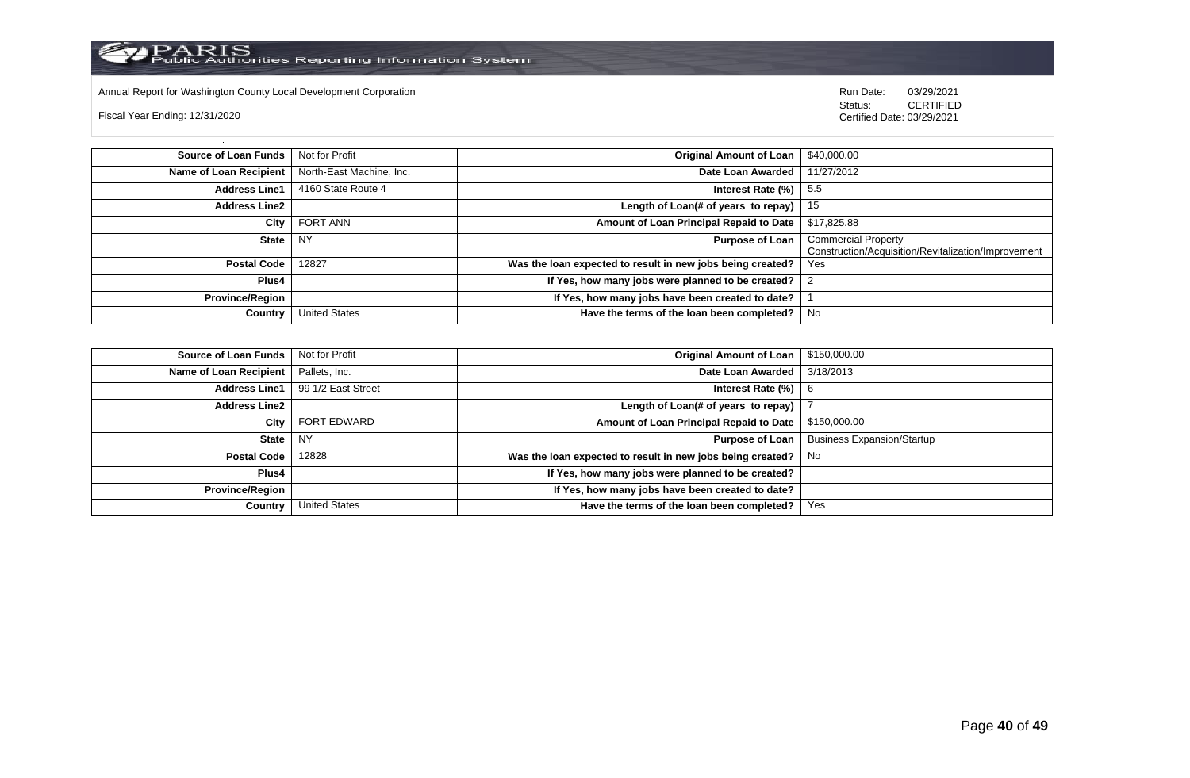Annual Report for Washington County Local Development Corporation

Fiscal Year Ending: 12/31/2020

Run Date: 03/29/2021
Status: CERTIFIED
Certified Date: 03/29/2021

| | | | |
|---|---|---|---|
| **Source of Loan Funds** | Not for Profit | **Original Amount of Loan** | $40,000.00 |
| **Name of Loan Recipient** | North-East Machine, Inc. | **Date Loan Awarded** | 11/27/2012 |
| **Address Line1** | 4160 State Route 4 | **Interest Rate (%)** | 5.5 |
| **Address Line2** | | **Length of Loan(# of years to repay)** | 15 |
| **City** | FORT ANN | **Amount of Loan Principal Repaid to Date** | $17,825.88 |
| **State** | NY | **Purpose of Loan** | Commercial Property Construction/Acquisition/Revitalization/Improvement |
| **Postal Code** | 12827 | **Was the loan expected to result in new jobs being created?** | Yes |
| **Plus4** | | **If Yes, how many jobs were planned to be created?** | 2 |
| **Province/Region** | | **If Yes, how many jobs have been created to date?** | 1 |
| **Country** | United States | **Have the terms of the loan been completed?** | No |

| | | | |
|---|---|---|---|
| **Source of Loan Funds** | Not for Profit | **Original Amount of Loan** | $150,000.00 |
| **Name of Loan Recipient** | Pallets, Inc. | **Date Loan Awarded** | 3/18/2013 |
| **Address Line1** | 99 1/2 East Street | **Interest Rate (%)** | 6 |
| **Address Line2** | | **Length of Loan(# of years to repay)** | 7 |
| **City** | FORT EDWARD | **Amount of Loan Principal Repaid to Date** | $150,000.00 |
| **State** | NY | **Purpose of Loan** | Business Expansion/Startup |
| **Postal Code** | 12828 | **Was the loan expected to result in new jobs being created?** | No |
| **Plus4** | | **If Yes, how many jobs were planned to be created?** | |
| **Province/Region** | | **If Yes, how many jobs have been created to date?** | |
| **Country** | United States | **Have the terms of the loan been completed?** | Yes |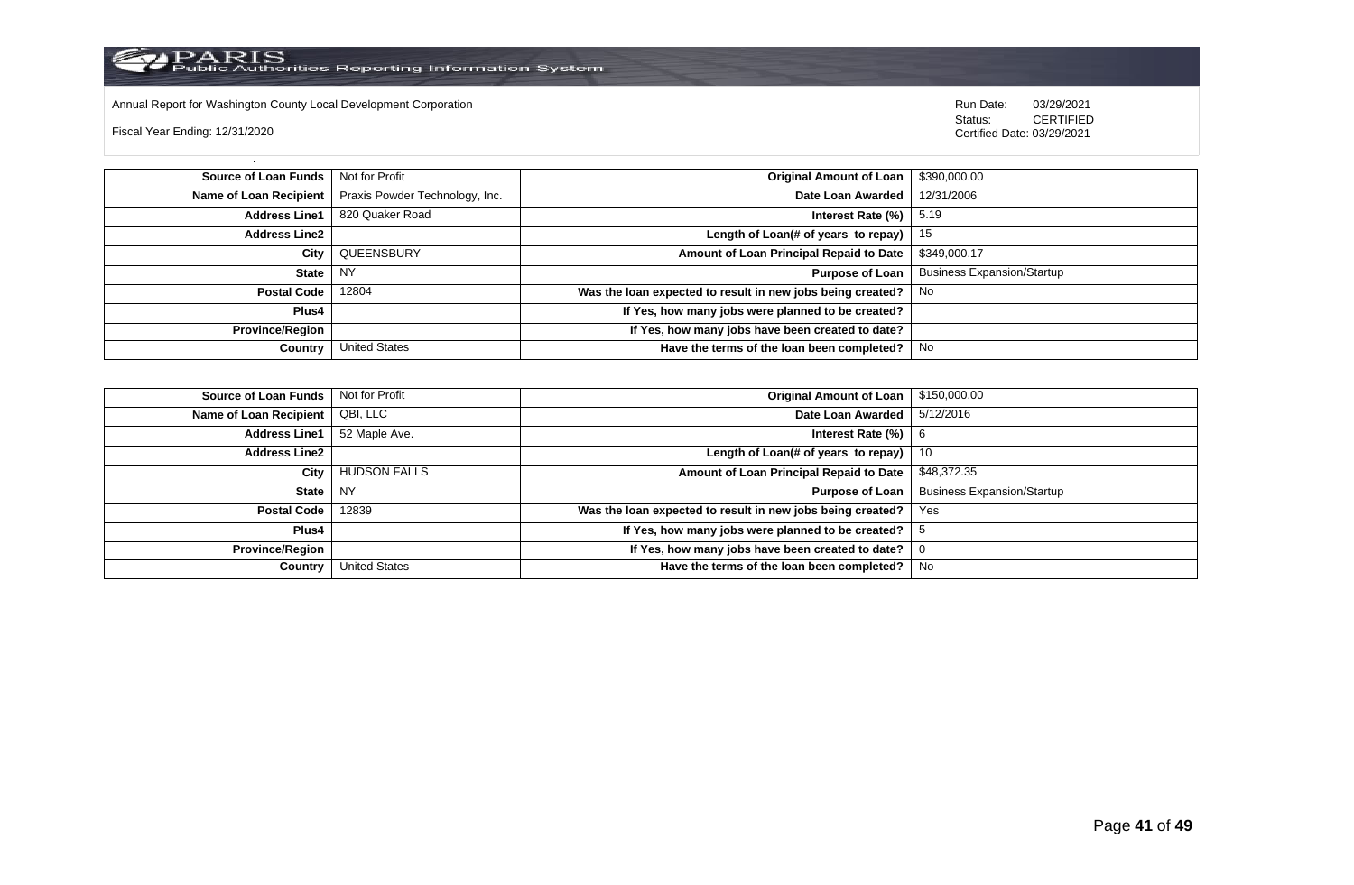Annual Report for Washington County Local Development Corporation

Fiscal Year Ending: 12/31/2020

Run Date: 03/29/2021
Status: CERTIFIED
Certified Date: 03/29/2021

| | | | |
|---|---|---|---|
| **Source of Loan Funds** | Not for Profit | **Original Amount of Loan** | $390,000.00 |
| **Name of Loan Recipient** | Praxis Powder Technology, Inc. | **Date Loan Awarded** | 12/31/2006 |
| **Address Line1** | 820 Quaker Road | **Interest Rate (%)** | 5.19 |
| **Address Line2** | | **Length of Loan(# of years to repay)** | 15 |
| **City** | QUEENSBURY | **Amount of Loan Principal Repaid to Date** | $349,000.17 |
| **State** | NY | **Purpose of Loan** | Business Expansion/Startup |
| **Postal Code** | 12804 | **Was the loan expected to result in new jobs being created?** | No |
| **Plus4** | | **If Yes, how many jobs were planned to be created?** | |
| **Province/Region** | | **If Yes, how many jobs have been created to date?** | |
| **Country** | United States | **Have the terms of the loan been completed?** | No |

| | | | |
|---|---|---|---|
| **Source of Loan Funds** | Not for Profit | **Original Amount of Loan** | $150,000.00 |
| **Name of Loan Recipient** | QBI, LLC | **Date Loan Awarded** | 5/12/2016 |
| **Address Line1** | 52 Maple Ave. | **Interest Rate (%)** | 6 |
| **Address Line2** | | **Length of Loan(# of years to repay)** | 10 |
| **City** | HUDSON FALLS | **Amount of Loan Principal Repaid to Date** | $48,372.35 |
| **State** | NY | **Purpose of Loan** | Business Expansion/Startup |
| **Postal Code** | 12839 | **Was the loan expected to result in new jobs being created?** | Yes |
| **Plus4** | | **If Yes, how many jobs were planned to be created?** | 5 |
| **Province/Region** | | **If Yes, how many jobs have been created to date?** | 0 |
| **Country** | United States | **Have the terms of the loan been completed?** | No |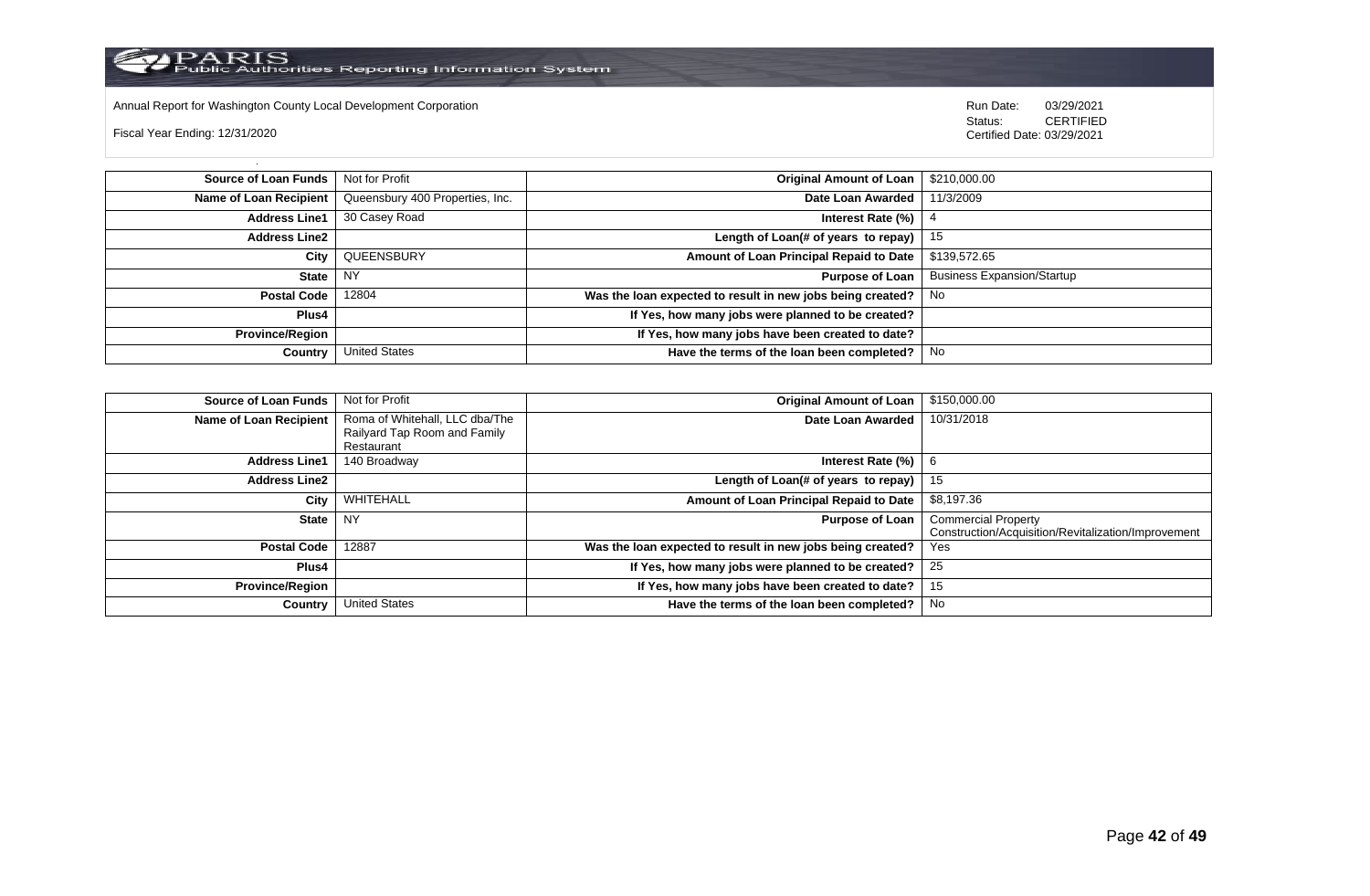Annual Report for Washington County Local Development Corporation

Fiscal Year Ending: 12/31/2020

Run Date: 03/29/2021
Status: CERTIFIED
Certified Date: 03/29/2021

| | | | |
|---|---|---|---|
| **Source of Loan Funds** | Not for Profit | **Original Amount of Loan** | $210,000.00 |
| **Name of Loan Recipient** | Queensbury 400 Properties, Inc. | **Date Loan Awarded** | 11/3/2009 |
| **Address Line1** | 30 Casey Road | **Interest Rate (%)** | 4 |
| **Address Line2** | | **Length of Loan(# of years to repay)** | 15 |
| **City** | QUEENSBURY | **Amount of Loan Principal Repaid to Date** | $139,572.65 |
| **State** | NY | **Purpose of Loan** | Business Expansion/Startup |
| **Postal Code** | 12804 | **Was the loan expected to result in new jobs being created?** | No |
| **Plus4** | | **If Yes, how many jobs were planned to be created?** | |
| **Province/Region** | | **If Yes, how many jobs have been created to date?** | |
| **Country** | United States | **Have the terms of the loan been completed?** | No |

| | | | |
|---|---|---|---|
| **Source of Loan Funds** | Not for Profit | **Original Amount of Loan** | $150,000.00 |
| **Name of Loan Recipient** | Roma of Whitehall, LLC dba/The Railyard Tap Room and Family Restaurant | **Date Loan Awarded** | 10/31/2018 |
| **Address Line1** | 140 Broadway | **Interest Rate (%)** | 6 |
| **Address Line2** | | **Length of Loan(# of years to repay)** | 15 |
| **City** | WHITEHALL | **Amount of Loan Principal Repaid to Date** | $8,197.36 |
| **State** | NY | **Purpose of Loan** | Commercial Property Construction/Acquisition/Revitalization/Improvement |
| **Postal Code** | 12887 | **Was the loan expected to result in new jobs being created?** | Yes |
| **Plus4** | | **If Yes, how many jobs were planned to be created?** | 25 |
| **Province/Region** | | **If Yes, how many jobs have been created to date?** | 15 |
| **Country** | United States | **Have the terms of the loan been completed?** | No |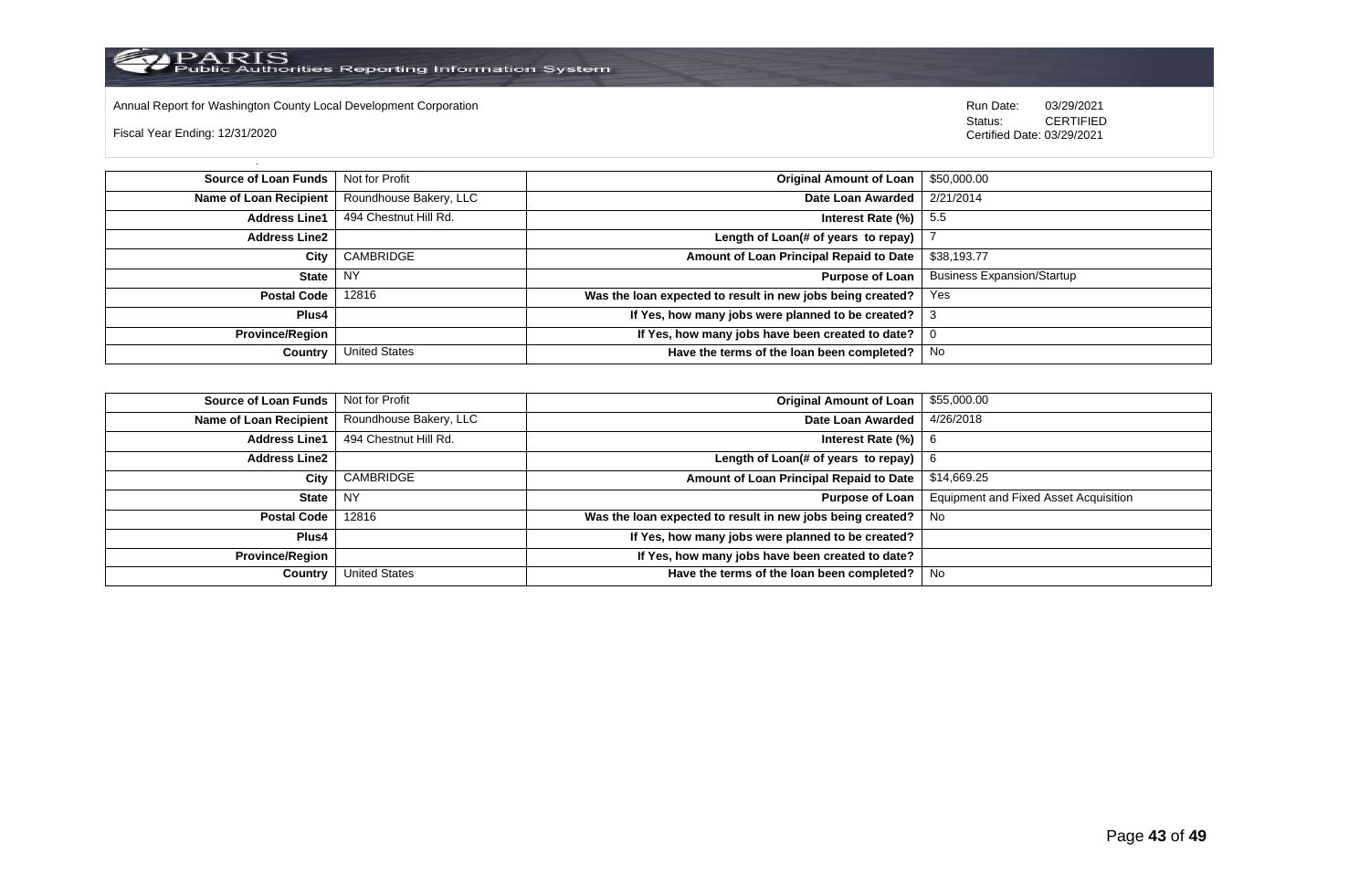Annual Report for Washington County Local Development Corporation

Fiscal Year Ending: 12/31/2020

Run Date: 03/29/2021
Status: CERTIFIED
Certified Date: 03/29/2021

| | | | |
|---|---|---|---|
| **Source of Loan Funds** | Not for Profit | **Original Amount of Loan** | $50,000.00 |
| **Name of Loan Recipient** | Roundhouse Bakery, LLC | **Date Loan Awarded** | 2/21/2014 |
| **Address Line1** | 494 Chestnut Hill Rd. | **Interest Rate (%)** | 5.5 |
| **Address Line2** | | **Length of Loan(# of years to repay)** | 7 |
| **City** | CAMBRIDGE | **Amount of Loan Principal Repaid to Date** | $38,193.77 |
| **State** | NY | **Purpose of Loan** | Business Expansion/Startup |
| **Postal Code** | 12816 | **Was the loan expected to result in new jobs being created?** | Yes |
| **Plus4** | | **If Yes, how many jobs were planned to be created?** | 3 |
| **Province/Region** | | **If Yes, how many jobs have been created to date?** | 0 |
| **Country** | United States | **Have the terms of the loan been completed?** | No |

| | | | |
|---|---|---|---|
| **Source of Loan Funds** | Not for Profit | **Original Amount of Loan** | $55,000.00 |
| **Name of Loan Recipient** | Roundhouse Bakery, LLC | **Date Loan Awarded** | 4/26/2018 |
| **Address Line1** | 494 Chestnut Hill Rd. | **Interest Rate (%)** | 6 |
| **Address Line2** | | **Length of Loan(# of years to repay)** | 6 |
| **City** | CAMBRIDGE | **Amount of Loan Principal Repaid to Date** | $14,669.25 |
| **State** | NY | **Purpose of Loan** | Equipment and Fixed Asset Acquisition |
| **Postal Code** | 12816 | **Was the loan expected to result in new jobs being created?** | No |
| **Plus4** | | **If Yes, how many jobs were planned to be created?** | |
| **Province/Region** | | **If Yes, how many jobs have been created to date?** | |
| **Country** | United States | **Have the terms of the loan been completed?** | No |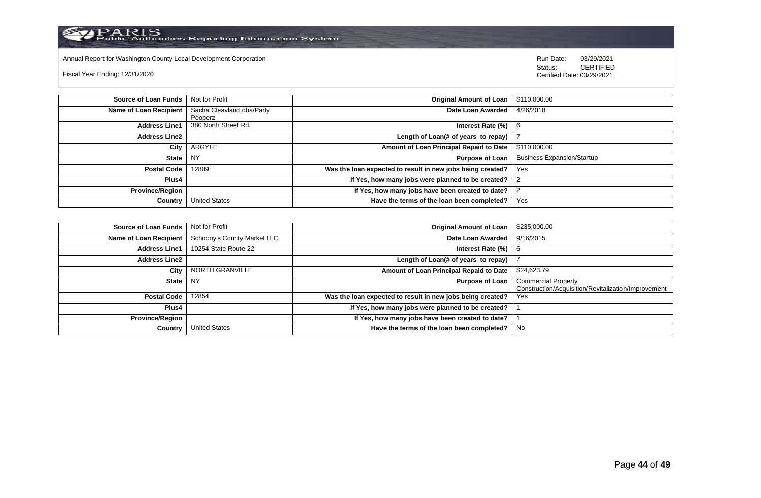Annual Report for Washington County Local Development Corporation

Fiscal Year Ending: 12/31/2020

Run Date: 03/29/2021
Status: CERTIFIED
Certified Date: 03/29/2021

| Source of Loan Funds | Not for Profit | Original Amount of Loan | $110,000.00 |
|---|---|---|---|
| Name of Loan Recipient | Sacha Cleavland dba/Party Pooperz | Date Loan Awarded | 4/26/2018 |
| Address Line1 | 380 North Street Rd. | Interest Rate (%) | 6 |
| Address Line2 | | Length of Loan(# of years to repay) | 7 |
| City | ARGYLE | Amount of Loan Principal Repaid to Date | $110,000.00 |
| State | NY | Purpose of Loan | Business Expansion/Startup |
| Postal Code | 12809 | Was the loan expected to result in new jobs being created? | Yes |
| Plus4 | | If Yes, how many jobs were planned to be created? | 2 |
| Province/Region | | If Yes, how many jobs have been created to date? | 2 |
| Country | United States | Have the terms of the loan been completed? | Yes |

| Source of Loan Funds | Not for Profit | Original Amount of Loan | $235,000.00 |
|---|---|---|---|
| Name of Loan Recipient | Schoony's County Market LLC | Date Loan Awarded | 9/16/2015 |
| Address Line1 | 10254 State Route 22 | Interest Rate (%) | 6 |
| Address Line2 | | Length of Loan(# of years to repay) | 7 |
| City | NORTH GRANVILLE | Amount of Loan Principal Repaid to Date | $24,623.79 |
| State | NY | Purpose of Loan | Commercial Property Construction/Acquisition/Revitalization/Improvement |
| Postal Code | 12854 | Was the loan expected to result in new jobs being created? | Yes |
| Plus4 | | If Yes, how many jobs were planned to be created? | 1 |
| Province/Region | | If Yes, how many jobs have been created to date? | 1 |
| Country | United States | Have the terms of the loan been completed? | No |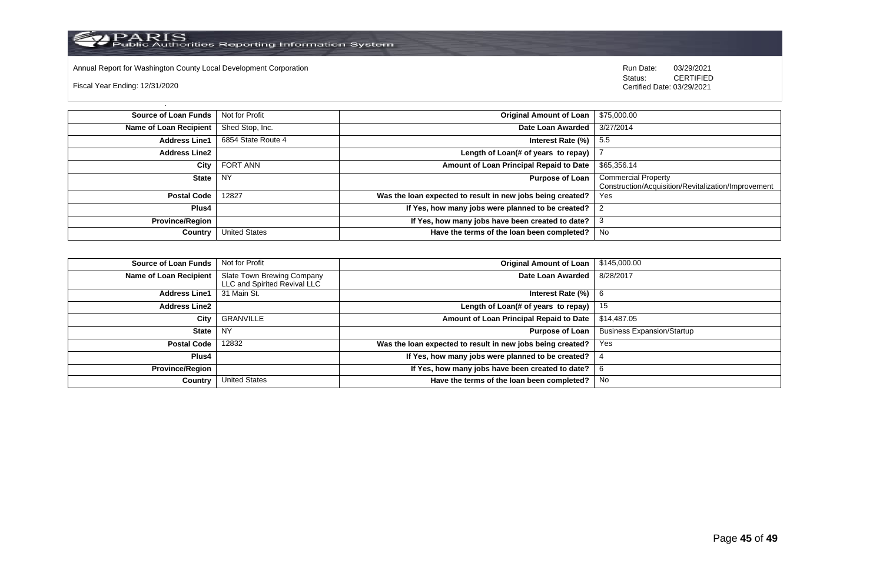Annual Report for Washington County Local Development Corporation

Fiscal Year Ending: 12/31/2020

Run Date: 03/29/2021
Status: CERTIFIED
Certified Date: 03/29/2021

| | | | |
|---|---|---|---|
| **Source of Loan Funds** | Not for Profit | **Original Amount of Loan** | $75,000.00 |
| **Name of Loan Recipient** | Shed Stop, Inc. | **Date Loan Awarded** | 3/27/2014 |
| **Address Line1** | 6854 State Route 4 | **Interest Rate (%)** | 5.5 |
| **Address Line2** | | **Length of Loan(# of years to repay)** | 7 |
| **City** | FORT ANN | **Amount of Loan Principal Repaid to Date** | $65,356.14 |
| **State** | NY | **Purpose of Loan** | Commercial Property Construction/Acquisition/Revitalization/Improvement |
| **Postal Code** | 12827 | **Was the loan expected to result in new jobs being created?** | Yes |
| **Plus4** | | **If Yes, how many jobs were planned to be created?** | 2 |
| **Province/Region** | | **If Yes, how many jobs have been created to date?** | 3 |
| **Country** | United States | **Have the terms of the loan been completed?** | No |

| | | | |
|---|---|---|---|
| **Source of Loan Funds** | Not for Profit | **Original Amount of Loan** | $145,000.00 |
| **Name of Loan Recipient** | Slate Town Brewing Company LLC and Spirited Revival LLC | **Date Loan Awarded** | 8/28/2017 |
| **Address Line1** | 31 Main St. | **Interest Rate (%)** | 6 |
| **Address Line2** | | **Length of Loan(# of years to repay)** | 15 |
| **City** | GRANVILLE | **Amount of Loan Principal Repaid to Date** | $14,487.05 |
| **State** | NY | **Purpose of Loan** | Business Expansion/Startup |
| **Postal Code** | 12832 | **Was the loan expected to result in new jobs being created?** | Yes |
| **Plus4** | | **If Yes, how many jobs were planned to be created?** | 4 |
| **Province/Region** | | **If Yes, how many jobs have been created to date?** | 6 |
| **Country** | United States | **Have the terms of the loan been completed?** | No |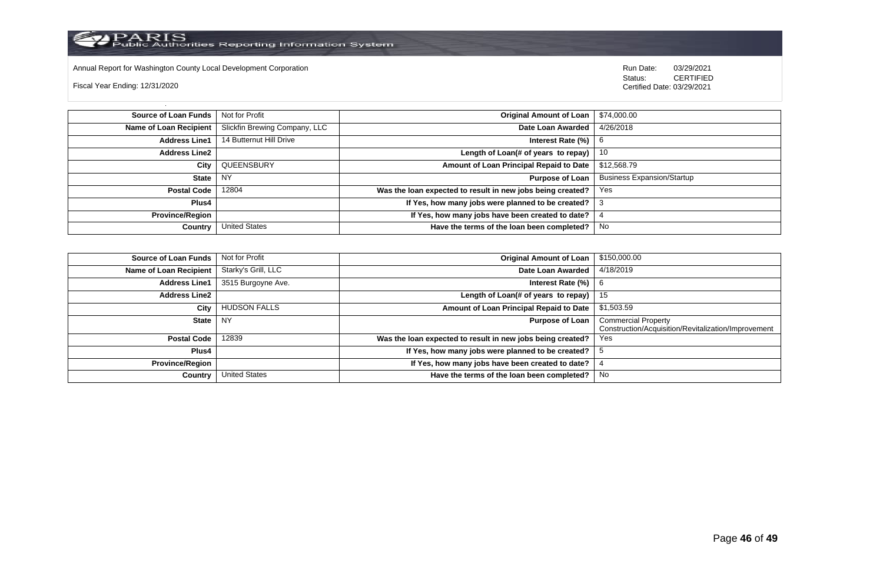Annual Report for Washington County Local Development Corporation

Fiscal Year Ending: 12/31/2020

Run Date: 03/29/2021
Status: CERTIFIED
Certified Date: 03/29/2021

| | | | |
|---|---|---|---|
| **Source of Loan Funds** | Not for Profit | **Original Amount of Loan** | $74,000.00 |
| **Name of Loan Recipient** | Slickfin Brewing Company, LLC | **Date Loan Awarded** | 4/26/2018 |
| **Address Line1** | 14 Butternut Hill Drive | **Interest Rate (%)** | 6 |
| **Address Line2** | | **Length of Loan(# of years to repay)** | 10 |
| **City** | QUEENSBURY | **Amount of Loan Principal Repaid to Date** | $12,568.79 |
| **State** | NY | **Purpose of Loan** | Business Expansion/Startup |
| **Postal Code** | 12804 | **Was the loan expected to result in new jobs being created?** | Yes |
| **Plus4** | | **If Yes, how many jobs were planned to be created?** | 3 |
| **Province/Region** | | **If Yes, how many jobs have been created to date?** | 4 |
| **Country** | United States | **Have the terms of the loan been completed?** | No |

| | | | |
|---|---|---|---|
| **Source of Loan Funds** | Not for Profit | **Original Amount of Loan** | $150,000.00 |
| **Name of Loan Recipient** | Starky's Grill, LLC | **Date Loan Awarded** | 4/18/2019 |
| **Address Line1** | 3515 Burgoyne Ave. | **Interest Rate (%)** | 6 |
| **Address Line2** | | **Length of Loan(# of years to repay)** | 15 |
| **City** | HUDSON FALLS | **Amount of Loan Principal Repaid to Date** | $1,503.59 |
| **State** | NY | **Purpose of Loan** | Commercial Property Construction/Acquisition/Revitalization/Improvement |
| **Postal Code** | 12839 | **Was the loan expected to result in new jobs being created?** | Yes |
| **Plus4** | | **If Yes, how many jobs were planned to be created?** | 5 |
| **Province/Region** | | **If Yes, how many jobs have been created to date?** | 4 |
| **Country** | United States | **Have the terms of the loan been completed?** | No |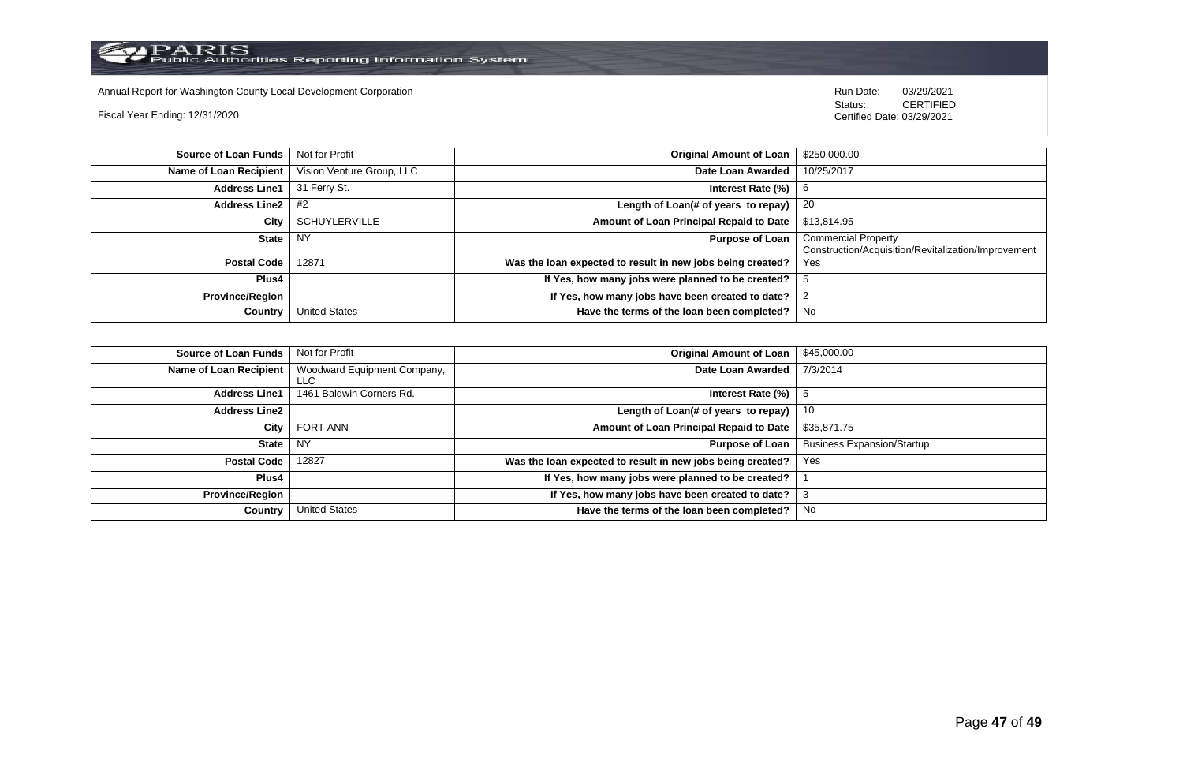Annual Report for Washington County Local Development Corporation

Fiscal Year Ending: 12/31/2020

Run Date: 03/29/2021
Status: CERTIFIED
Certified Date: 03/29/2021

| | | | |
|---|---|---|---|
| **Source of Loan Funds** | Not for Profit | **Original Amount of Loan** | $250,000.00 |
| **Name of Loan Recipient** | Vision Venture Group, LLC | **Date Loan Awarded** | 10/25/2017 |
| **Address Line1** | 31 Ferry St. | **Interest Rate (%)** | 6 |
| **Address Line2** | #2 | **Length of Loan(# of years to repay)** | 20 |
| **City** | SCHUYLERVILLE | **Amount of Loan Principal Repaid to Date** | $13,814.95 |
| **State** | NY | **Purpose of Loan** | Commercial Property Construction/Acquisition/Revitalization/Improvement |
| **Postal Code** | 12871 | **Was the loan expected to result in new jobs being created?** | Yes |
| **Plus4** | | **If Yes, how many jobs were planned to be created?** | 5 |
| **Province/Region** | | **If Yes, how many jobs have been created to date?** | 2 |
| **Country** | United States | **Have the terms of the loan been completed?** | No |

| | | | |
|---|---|---|---|
| **Source of Loan Funds** | Not for Profit | **Original Amount of Loan** | $45,000.00 |
| **Name of Loan Recipient** | Woodward Equipment Company, LLC | **Date Loan Awarded** | 7/3/2014 |
| **Address Line1** | 1461 Baldwin Corners Rd. | **Interest Rate (%)** | 5 |
| **Address Line2** | | **Length of Loan(# of years to repay)** | 10 |
| **City** | FORT ANN | **Amount of Loan Principal Repaid to Date** | $35,871.75 |
| **State** | NY | **Purpose of Loan** | Business Expansion/Startup |
| **Postal Code** | 12827 | **Was the loan expected to result in new jobs being created?** | Yes |
| **Plus4** | | **If Yes, how many jobs were planned to be created?** | 1 |
| **Province/Region** | | **If Yes, how many jobs have been created to date?** | 3 |
| **Country** | United States | **Have the terms of the loan been completed?** | No |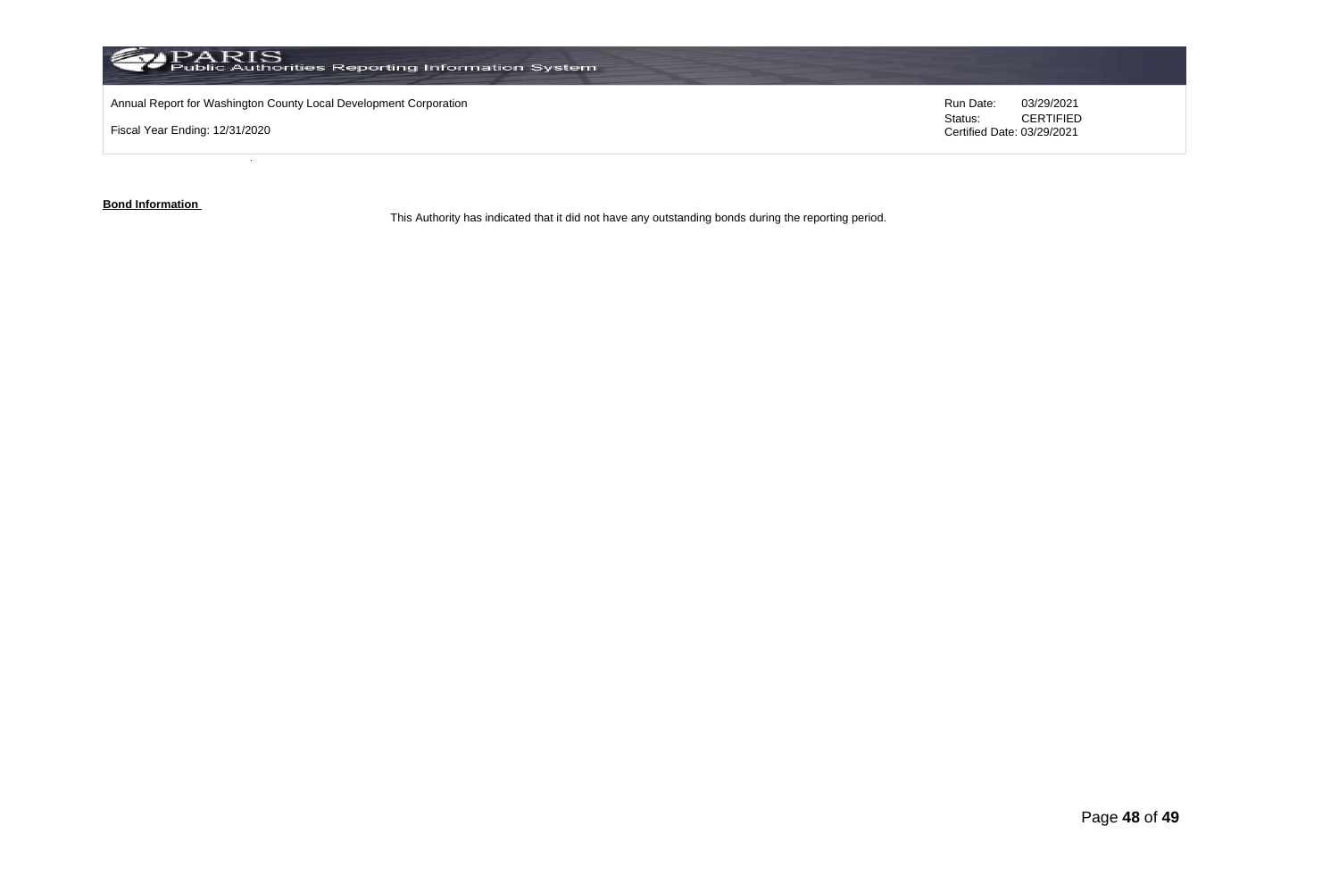Annual Report for Washington County Local Development Corporation

Fiscal Year Ending: 12/31/2020

Run Date: 03/29/2021
Status: CERTIFIED
Certified Date: 03/29/2021

**Bond Information**

This Authority has indicated that it did not have any outstanding bonds during the reporting period.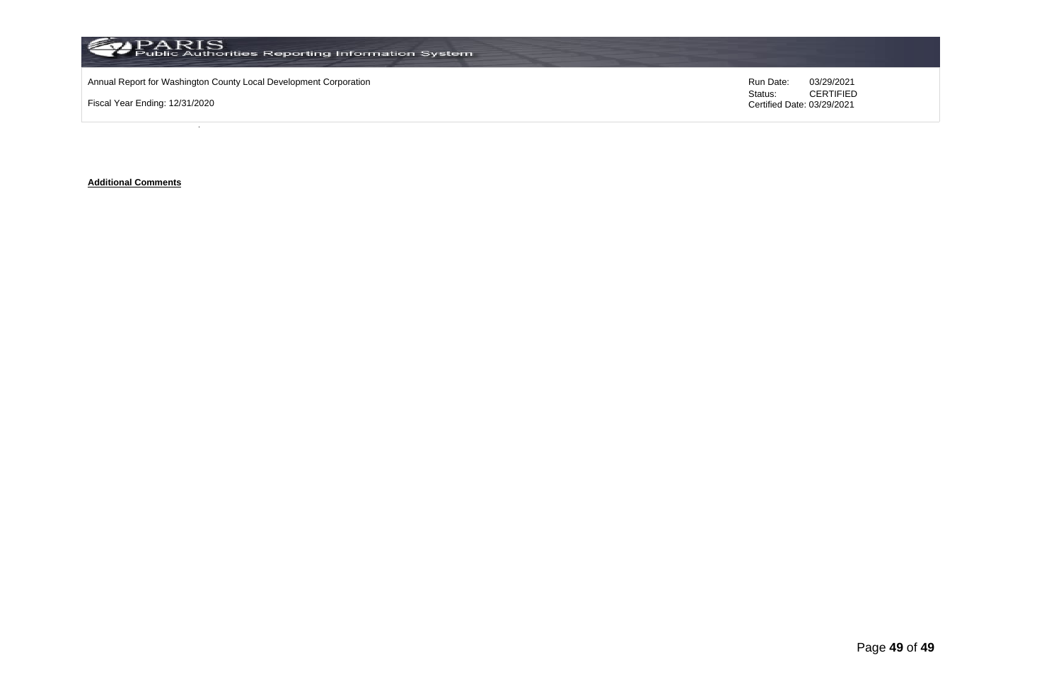**Additional Comments**